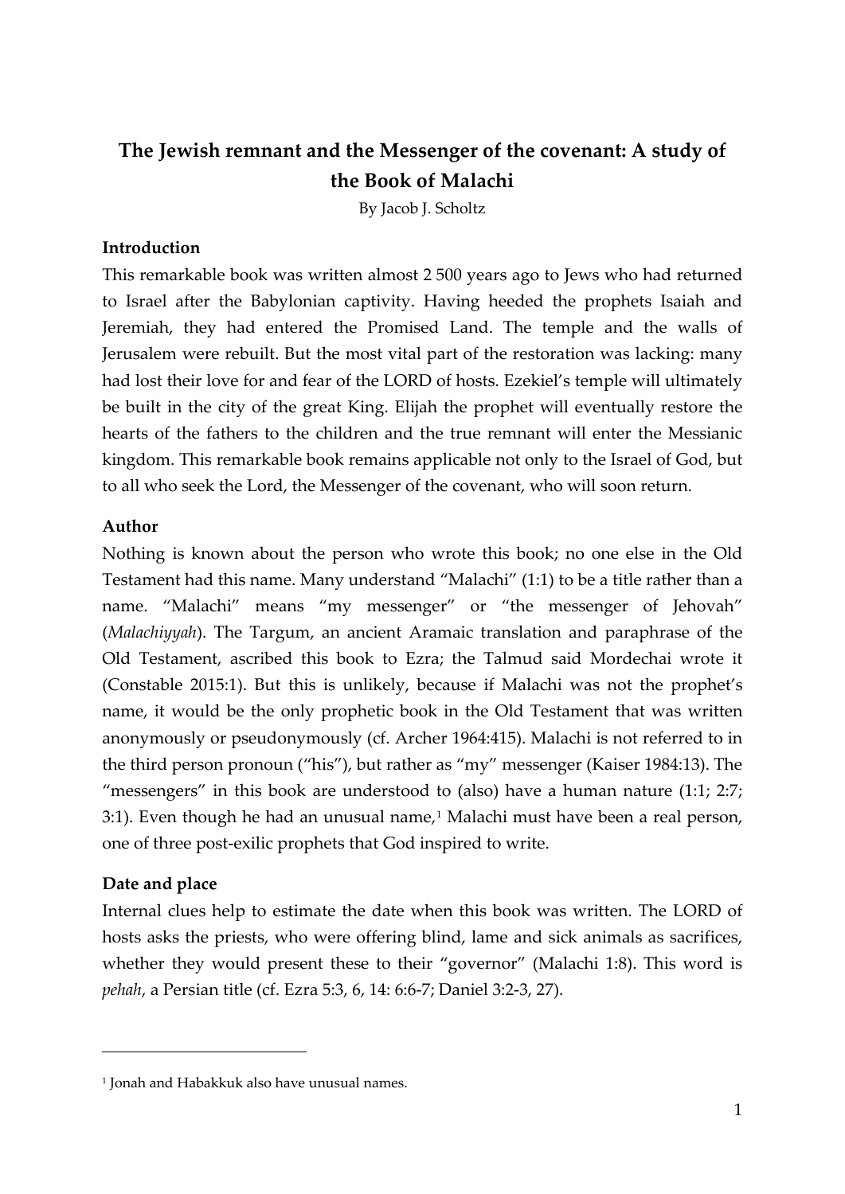# The Jewish remnant and the Messenger of the covenant: A study of the Book of Malachi

By Jacob J. Scholtz

**Introduction**

This remarkable book was written almost 2 500 years ago to Jews who had returned to Israel after the Babylonian captivity. Having heeded the prophets Isaiah and Jeremiah, they had entered the Promised Land. The temple and the walls of Jerusalem were rebuilt. But the most vital part of the restoration was lacking: many had lost their love for and fear of the LORD of hosts. Ezekiel's temple will ultimately be built in the city of the great King. Elijah the prophet will eventually restore the hearts of the fathers to the children and the true remnant will enter the Messianic kingdom. This remarkable book remains applicable not only to the Israel of God, but to all who seek the Lord, the Messenger of the covenant, who will soon return.

**Author**

Nothing is known about the person who wrote this book; no one else in the Old Testament had this name. Many understand "Malachi" (1:1) to be a title rather than a name. "Malachi" means "my messenger" or "the messenger of Jehovah" (*Malachiyyah*). The Targum, an ancient Aramaic translation and paraphrase of the Old Testament, ascribed this book to Ezra; the Talmud said Mordechai wrote it (Constable 2015:1). But this is unlikely, because if Malachi was not the prophet's name, it would be the only prophetic book in the Old Testament that was written anonymously or pseudonymously (cf. Archer 1964:415). Malachi is not referred to in the third person pronoun ("his"), but rather as "my" messenger (Kaiser 1984:13). The "messengers" in this book are understood to (also) have a human nature (1:1; 2:7; 3:1). Even though he had an unusual name,[1] Malachi must have been a real person, one of three post-exilic prophets that God inspired to write.

**Date and place**

Internal clues help to estimate the date when this book was written. The LORD of hosts asks the priests, who were offering blind, lame and sick animals as sacrifices, whether they would present these to their "governor" (Malachi 1:8). This word is *pehah*, a Persian title (cf. Ezra 5:3, 6, 14: 6:6-7; Daniel 3:2-3, 27).

---

[1] Jonah and Habakkuk also have unusual names.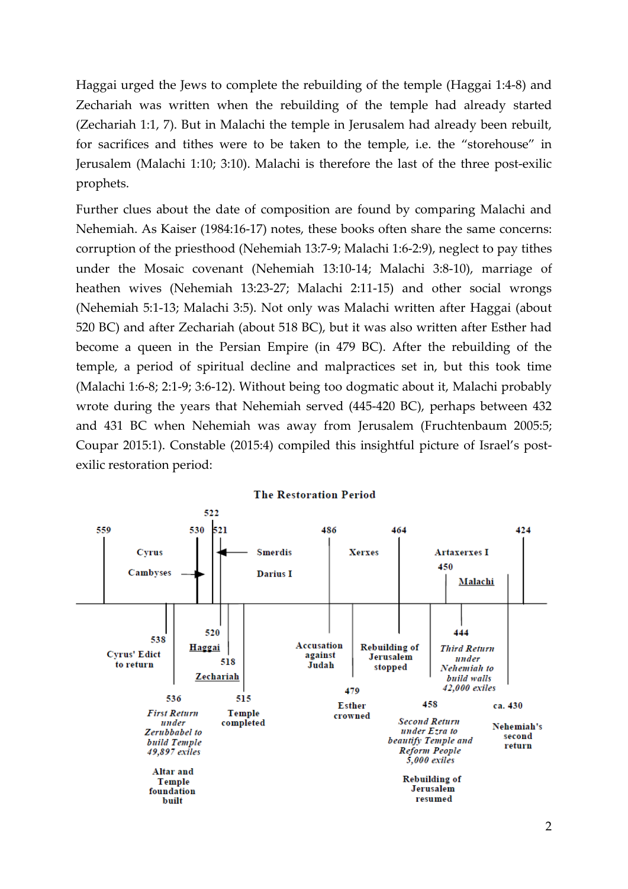Haggai urged the Jews to complete the rebuilding of the temple (Haggai 1:4-8) and Zechariah was written when the rebuilding of the temple had already started (Zechariah 1:1, 7). But in Malachi the temple in Jerusalem had already been rebuilt, for sacrifices and tithes were to be taken to the temple, i.e. the "storehouse" in Jerusalem (Malachi 1:10; 3:10). Malachi is therefore the last of the three post-exilic prophets.

Further clues about the date of composition are found by comparing Malachi and Nehemiah. As Kaiser (1984:16-17) notes, these books often share the same concerns: corruption of the priesthood (Nehemiah 13:7-9; Malachi 1:6-2:9), neglect to pay tithes under the Mosaic covenant (Nehemiah 13:10-14; Malachi 3:8-10), marriage of heathen wives (Nehemiah 13:23-27; Malachi 2:11-15) and other social wrongs (Nehemiah 5:1-13; Malachi 3:5). Not only was Malachi written after Haggai (about 520 BC) and after Zechariah (about 518 BC), but it was also written after Esther had become a queen in the Persian Empire (in 479 BC). After the rebuilding of the temple, a period of spiritual decline and malpractices set in, but this took time (Malachi 1:6-8; 2:1-9; 3:6-12). Without being too dogmatic about it, Malachi probably wrote during the years that Nehemiah served (445-420 BC), perhaps between 432 and 431 BC when Nehemiah was away from Jerusalem (Fruchtenbaum 2005:5; Coupar 2015:1). Constable (2015:4) compiled this insightful picture of Israel's post-exilic restoration period:

**The Restoration Period**

559
Cyrus
Cambyses
530
522
521
Smerdis
Darius I
486
Xerxes
464
Artaxerxes I
450
Malachi
424

538
Cyrus' Edict to return
536
*First Return under Zerubbabel to build Temple 49,897 exiles*
Altar and Temple foundation built
520
Haggai
518
Zechariah
515
Temple completed
Accusation against Judah
479
Esther crowned
Rebuilding of Jerusalem stopped
458
*Second Return under Ezra to beautify Temple and Reform People 5,000 exiles*
Rebuilding of Jerusalem resumed
444
*Third Return under Nehemiah to build walls 42,000 exiles*
ca. 430
Nehemiah's second return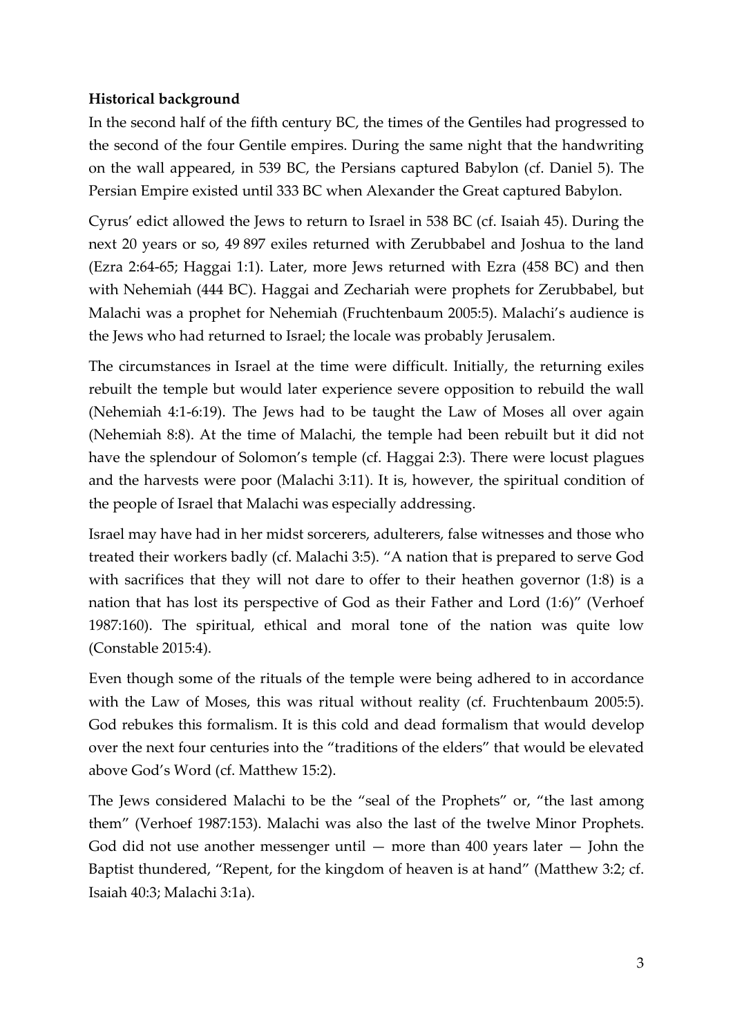**Historical background**

In the second half of the fifth century BC, the times of the Gentiles had progressed to the second of the four Gentile empires. During the same night that the handwriting on the wall appeared, in 539 BC, the Persians captured Babylon (cf. Daniel 5). The Persian Empire existed until 333 BC when Alexander the Great captured Babylon.

Cyrus' edict allowed the Jews to return to Israel in 538 BC (cf. Isaiah 45). During the next 20 years or so, 49 897 exiles returned with Zerubbabel and Joshua to the land (Ezra 2:64-65; Haggai 1:1). Later, more Jews returned with Ezra (458 BC) and then with Nehemiah (444 BC). Haggai and Zechariah were prophets for Zerubbabel, but Malachi was a prophet for Nehemiah (Fruchtenbaum 2005:5). Malachi's audience is the Jews who had returned to Israel; the locale was probably Jerusalem.

The circumstances in Israel at the time were difficult. Initially, the returning exiles rebuilt the temple but would later experience severe opposition to rebuild the wall (Nehemiah 4:1-6:19). The Jews had to be taught the Law of Moses all over again (Nehemiah 8:8). At the time of Malachi, the temple had been rebuilt but it did not have the splendour of Solomon's temple (cf. Haggai 2:3). There were locust plagues and the harvests were poor (Malachi 3:11). It is, however, the spiritual condition of the people of Israel that Malachi was especially addressing.

Israel may have had in her midst sorcerers, adulterers, false witnesses and those who treated their workers badly (cf. Malachi 3:5). "A nation that is prepared to serve God with sacrifices that they will not dare to offer to their heathen governor (1:8) is a nation that has lost its perspective of God as their Father and Lord (1:6)" (Verhoef 1987:160). The spiritual, ethical and moral tone of the nation was quite low (Constable 2015:4).

Even though some of the rituals of the temple were being adhered to in accordance with the Law of Moses, this was ritual without reality (cf. Fruchtenbaum 2005:5). God rebukes this formalism. It is this cold and dead formalism that would develop over the next four centuries into the "traditions of the elders" that would be elevated above God's Word (cf. Matthew 15:2).

The Jews considered Malachi to be the "seal of the Prophets" or, "the last among them" (Verhoef 1987:153). Malachi was also the last of the twelve Minor Prophets. God did not use another messenger until — more than 400 years later — John the Baptist thundered, "Repent, for the kingdom of heaven is at hand" (Matthew 3:2; cf. Isaiah 40:3; Malachi 3:1a).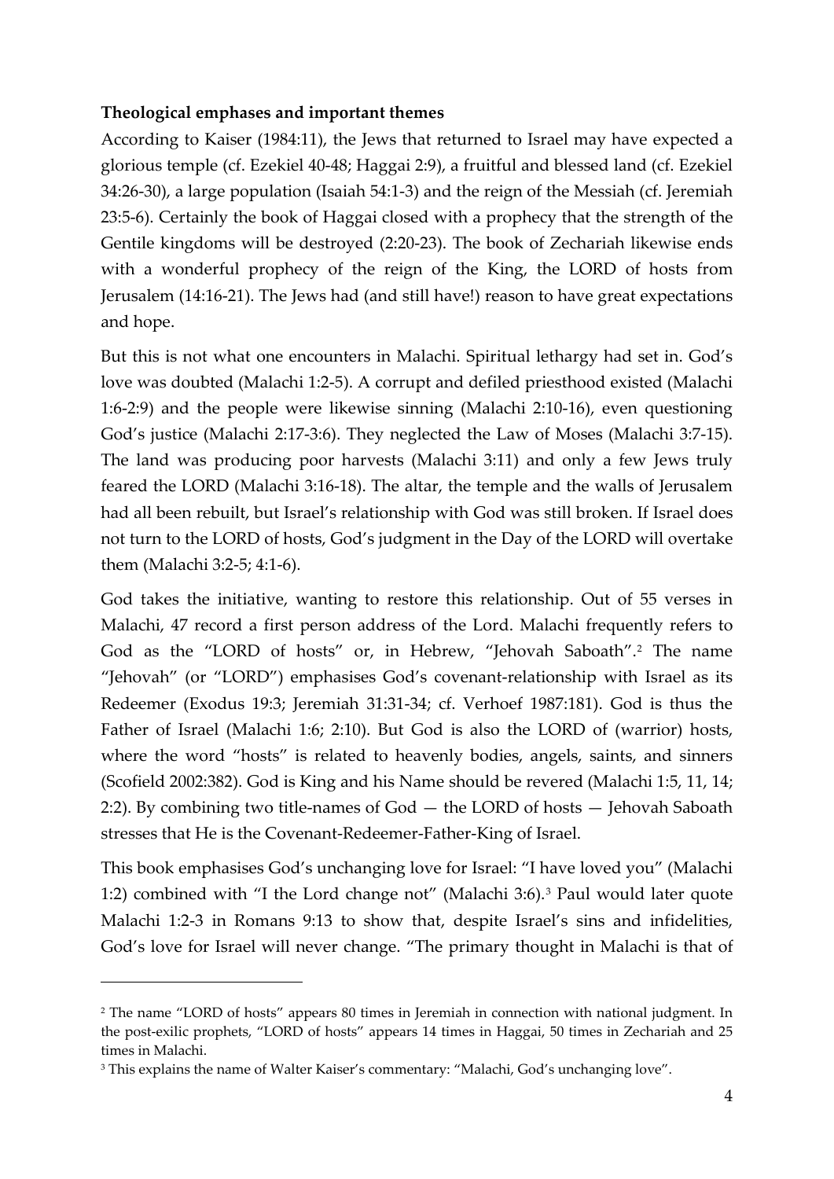**Theological emphases and important themes**

According to Kaiser (1984:11), the Jews that returned to Israel may have expected a glorious temple (cf. Ezekiel 40-48; Haggai 2:9), a fruitful and blessed land (cf. Ezekiel 34:26-30), a large population (Isaiah 54:1-3) and the reign of the Messiah (cf. Jeremiah 23:5-6). Certainly the book of Haggai closed with a prophecy that the strength of the Gentile kingdoms will be destroyed (2:20-23). The book of Zechariah likewise ends with a wonderful prophecy of the reign of the King, the LORD of hosts from Jerusalem (14:16-21). The Jews had (and still have!) reason to have great expectations and hope.

But this is not what one encounters in Malachi. Spiritual lethargy had set in. God's love was doubted (Malachi 1:2-5). A corrupt and defiled priesthood existed (Malachi 1:6-2:9) and the people were likewise sinning (Malachi 2:10-16), even questioning God's justice (Malachi 2:17-3:6). They neglected the Law of Moses (Malachi 3:7-15). The land was producing poor harvests (Malachi 3:11) and only a few Jews truly feared the LORD (Malachi 3:16-18). The altar, the temple and the walls of Jerusalem had all been rebuilt, but Israel's relationship with God was still broken. If Israel does not turn to the LORD of hosts, God's judgment in the Day of the LORD will overtake them (Malachi 3:2-5; 4:1-6).

God takes the initiative, wanting to restore this relationship. Out of 55 verses in Malachi, 47 record a first person address of the Lord. Malachi frequently refers to God as the "LORD of hosts" or, in Hebrew, "Jehovah Saboath".[2] The name "Jehovah" (or "LORD") emphasises God's covenant-relationship with Israel as its Redeemer (Exodus 19:3; Jeremiah 31:31-34; cf. Verhoef 1987:181). God is thus the Father of Israel (Malachi 1:6; 2:10). But God is also the LORD of (warrior) hosts, where the word "hosts" is related to heavenly bodies, angels, saints, and sinners (Scofield 2002:382). God is King and his Name should be revered (Malachi 1:5, 11, 14; 2:2). By combining two title-names of God — the LORD of hosts — Jehovah Saboath stresses that He is the Covenant-Redeemer-Father-King of Israel.

This book emphasises God's unchanging love for Israel: "I have loved you" (Malachi 1:2) combined with "I the Lord change not" (Malachi 3:6).[3] Paul would later quote Malachi 1:2-3 in Romans 9:13 to show that, despite Israel's sins and infidelities, God's love for Israel will never change. "The primary thought in Malachi is that of

---

[2] The name "LORD of hosts" appears 80 times in Jeremiah in connection with national judgment. In the post-exilic prophets, "LORD of hosts" appears 14 times in Haggai, 50 times in Zechariah and 25 times in Malachi.

[3] This explains the name of Walter Kaiser's commentary: "Malachi, God's unchanging love".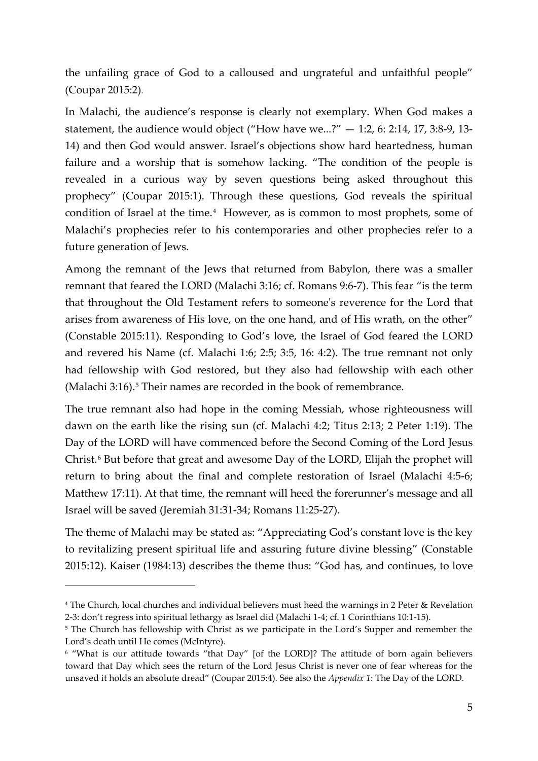the unfailing grace of God to a calloused and ungrateful and unfaithful people" (Coupar 2015:2).

In Malachi, the audience's response is clearly not exemplary. When God makes a statement, the audience would object ("How have we...?" — 1:2, 6: 2:14, 17, 3:8-9, 13-14) and then God would answer. Israel's objections show hard heartedness, human failure and a worship that is somehow lacking. "The condition of the people is revealed in a curious way by seven questions being asked throughout this prophecy" (Coupar 2015:1). Through these questions, God reveals the spiritual condition of Israel at the time.[4] However, as is common to most prophets, some of Malachi's prophecies refer to his contemporaries and other prophecies refer to a future generation of Jews.

Among the remnant of the Jews that returned from Babylon, there was a smaller remnant that feared the LORD (Malachi 3:16; cf. Romans 9:6-7). This fear "is the term that throughout the Old Testament refers to someone's reverence for the Lord that arises from awareness of His love, on the one hand, and of His wrath, on the other" (Constable 2015:11). Responding to God's love, the Israel of God feared the LORD and revered his Name (cf. Malachi 1:6; 2:5; 3:5, 16: 4:2). The true remnant not only had fellowship with God restored, but they also had fellowship with each other (Malachi 3:16).[5] Their names are recorded in the book of remembrance.

The true remnant also had hope in the coming Messiah, whose righteousness will dawn on the earth like the rising sun (cf. Malachi 4:2; Titus 2:13; 2 Peter 1:19). The Day of the LORD will have commenced before the Second Coming of the Lord Jesus Christ.[6] But before that great and awesome Day of the LORD, Elijah the prophet will return to bring about the final and complete restoration of Israel (Malachi 4:5-6; Matthew 17:11). At that time, the remnant will heed the forerunner's message and all Israel will be saved (Jeremiah 31:31-34; Romans 11:25-27).

The theme of Malachi may be stated as: "Appreciating God's constant love is the key to revitalizing present spiritual life and assuring future divine blessing" (Constable 2015:12). Kaiser (1984:13) describes the theme thus: "God has, and continues, to love

---

[4] The Church, local churches and individual believers must heed the warnings in 2 Peter & Revelation 2-3: don't regress into spiritual lethargy as Israel did (Malachi 1-4; cf. 1 Corinthians 10:1-15).

[5] The Church has fellowship with Christ as we participate in the Lord's Supper and remember the Lord's death until He comes (McIntyre).

[6] "What is our attitude towards "that Day" [of the LORD]? The attitude of born again believers toward that Day which sees the return of the Lord Jesus Christ is never one of fear whereas for the unsaved it holds an absolute dread" (Coupar 2015:4). See also the *Appendix 1*: The Day of the LORD.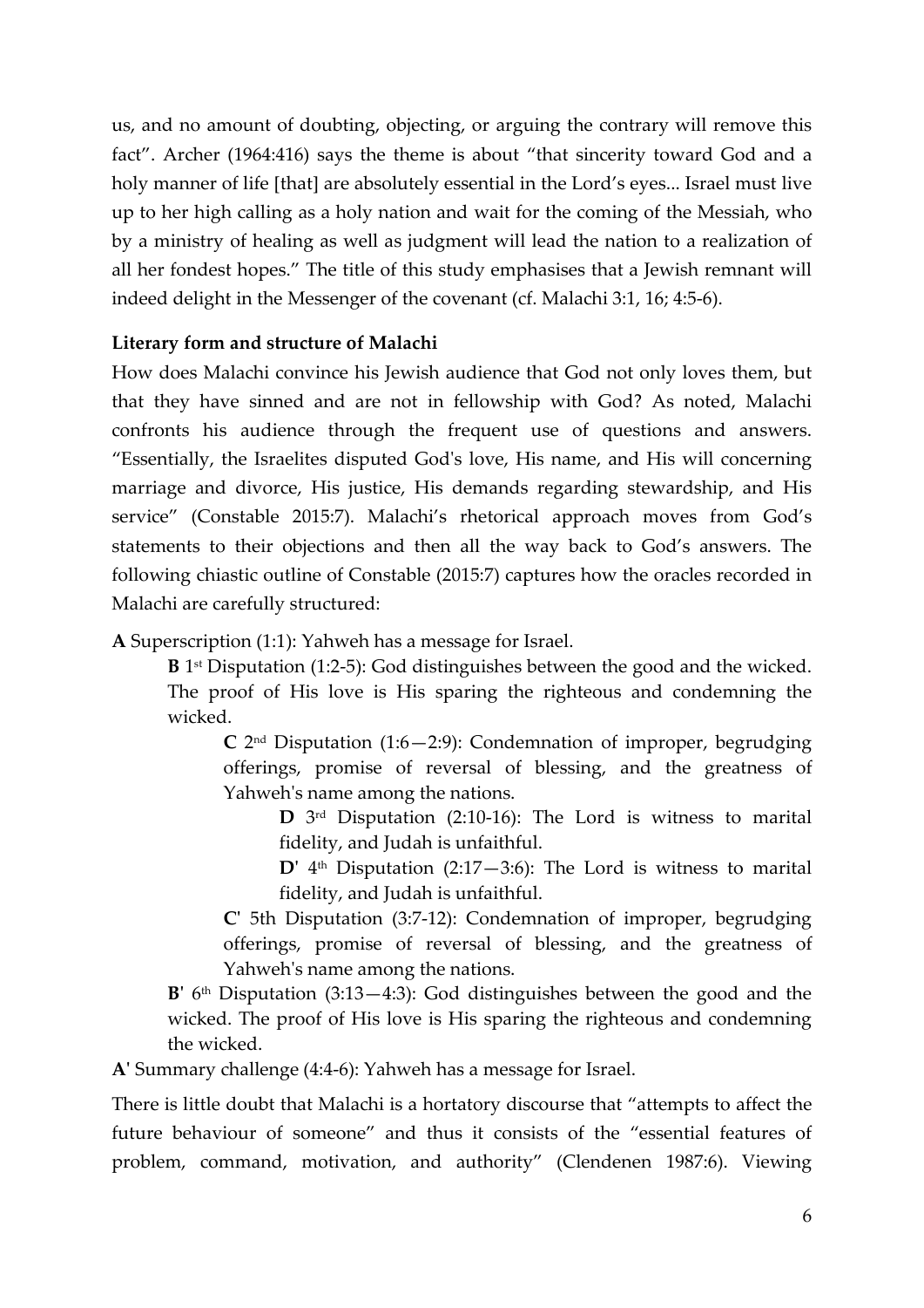us, and no amount of doubting, objecting, or arguing the contrary will remove this fact". Archer (1964:416) says the theme is about "that sincerity toward God and a holy manner of life [that] are absolutely essential in the Lord's eyes... Israel must live up to her high calling as a holy nation and wait for the coming of the Messiah, who by a ministry of healing as well as judgment will lead the nation to a realization of all her fondest hopes." The title of this study emphasises that a Jewish remnant will indeed delight in the Messenger of the covenant (cf. Malachi 3:1, 16; 4:5-6).

**Literary form and structure of Malachi**

How does Malachi convince his Jewish audience that God not only loves them, but that they have sinned and are not in fellowship with God? As noted, Malachi confronts his audience through the frequent use of questions and answers. "Essentially, the Israelites disputed God's love, His name, and His will concerning marriage and divorce, His justice, His demands regarding stewardship, and His service" (Constable 2015:7). Malachi's rhetorical approach moves from God's statements to their objections and then all the way back to God's answers. The following chiastic outline of Constable (2015:7) captures how the oracles recorded in Malachi are carefully structured:

**A** Superscription (1:1): Yahweh has a message for Israel.

> **B** 1st Disputation (1:2-5): God distinguishes between the good and the wicked. The proof of His love is His sparing the righteous and condemning the wicked.
>
> > **C** 2nd Disputation (1:6—2:9): Condemnation of improper, begrudging offerings, promise of reversal of blessing, and the greatness of Yahweh's name among the nations.
> >
> > > **D** 3rd Disputation (2:10-16): The Lord is witness to marital fidelity, and Judah is unfaithful.
> > >
> > > **D'** 4th Disputation (2:17—3:6): The Lord is witness to marital fidelity, and Judah is unfaithful.
> >
> > **C'** 5th Disputation (3:7-12): Condemnation of improper, begrudging offerings, promise of reversal of blessing, and the greatness of Yahweh's name among the nations.
>
> **B'** 6th Disputation (3:13—4:3): God distinguishes between the good and the wicked. The proof of His love is His sparing the righteous and condemning the wicked.

**A'** Summary challenge (4:4-6): Yahweh has a message for Israel.

There is little doubt that Malachi is a hortatory discourse that "attempts to affect the future behaviour of someone" and thus it consists of the "essential features of problem, command, motivation, and authority" (Clendenen 1987:6). Viewing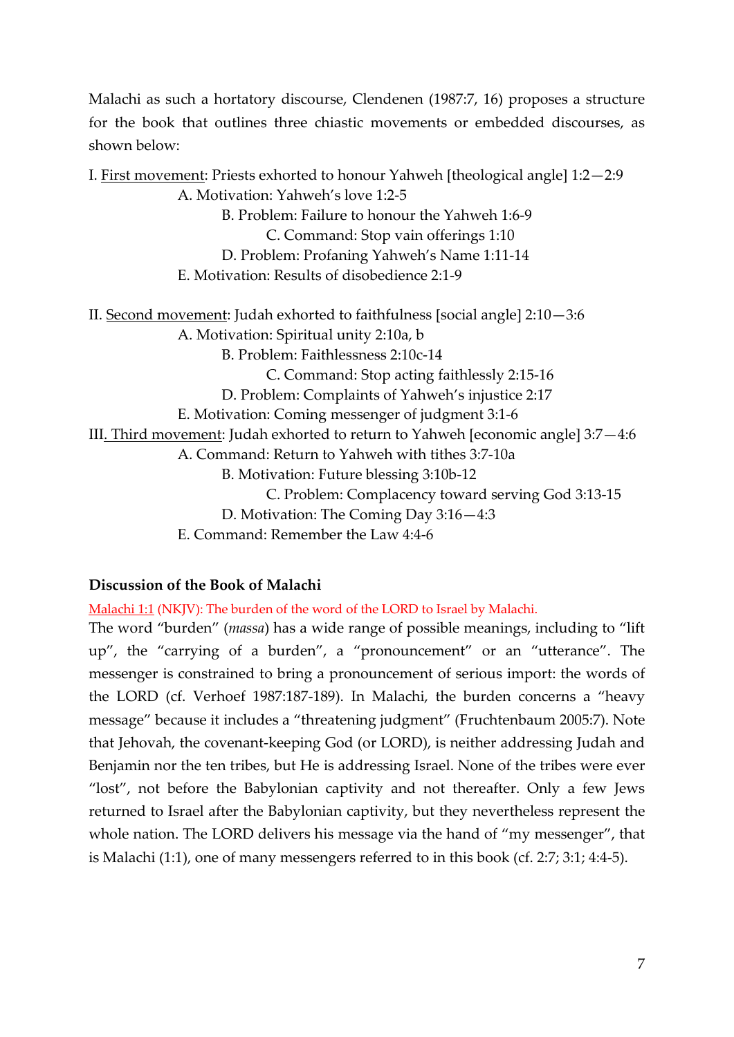Malachi as such a hortatory discourse, Clendenen (1987:7, 16) proposes a structure for the book that outlines three chiastic movements or embedded discourses, as shown below:

I. <u>First movement</u>: Priests exhorted to honour Yahweh [theological angle] 1:2—2:9

- A. Motivation: Yahweh's love 1:2-5
  - B. Problem: Failure to honour the Yahweh 1:6-9
    - C. Command: Stop vain offerings 1:10
  - D. Problem: Profaning Yahweh's Name 1:11-14
- E. Motivation: Results of disobedience 2:1-9

II. <u>Second movement</u>: Judah exhorted to faithfulness [social angle] 2:10—3:6

- A. Motivation: Spiritual unity 2:10a, b
  - B. Problem: Faithlessness 2:10c-14
    - C. Command: Stop acting faithlessly 2:15-16
  - D. Problem: Complaints of Yahweh's injustice 2:17
- E. Motivation: Coming messenger of judgment 3:1-6

III. <u>Third movement</u>: Judah exhorted to return to Yahweh [economic angle] 3:7—4:6

- A. Command: Return to Yahweh with tithes 3:7-10a
  - B. Motivation: Future blessing 3:10b-12
    - C. Problem: Complacency toward serving God 3:13-15
  - D. Motivation: The Coming Day 3:16—4:3
- E. Command: Remember the Law 4:4-6

**Discussion of the Book of Malachi**

<u>Malachi 1:1</u> (NKJV): The burden of the word of the LORD to Israel by Malachi.

The word "burden" (*massa*) has a wide range of possible meanings, including to "lift up", the "carrying of a burden", a "pronouncement" or an "utterance". The messenger is constrained to bring a pronouncement of serious import: the words of the LORD (cf. Verhoef 1987:187-189). In Malachi, the burden concerns a "heavy message" because it includes a "threatening judgment" (Fruchtenbaum 2005:7). Note that Jehovah, the covenant-keeping God (or LORD), is neither addressing Judah and Benjamin nor the ten tribes, but He is addressing Israel. None of the tribes were ever "lost", not before the Babylonian captivity and not thereafter. Only a few Jews returned to Israel after the Babylonian captivity, but they nevertheless represent the whole nation. The LORD delivers his message via the hand of "my messenger", that is Malachi (1:1), one of many messengers referred to in this book (cf. 2:7; 3:1; 4:4-5).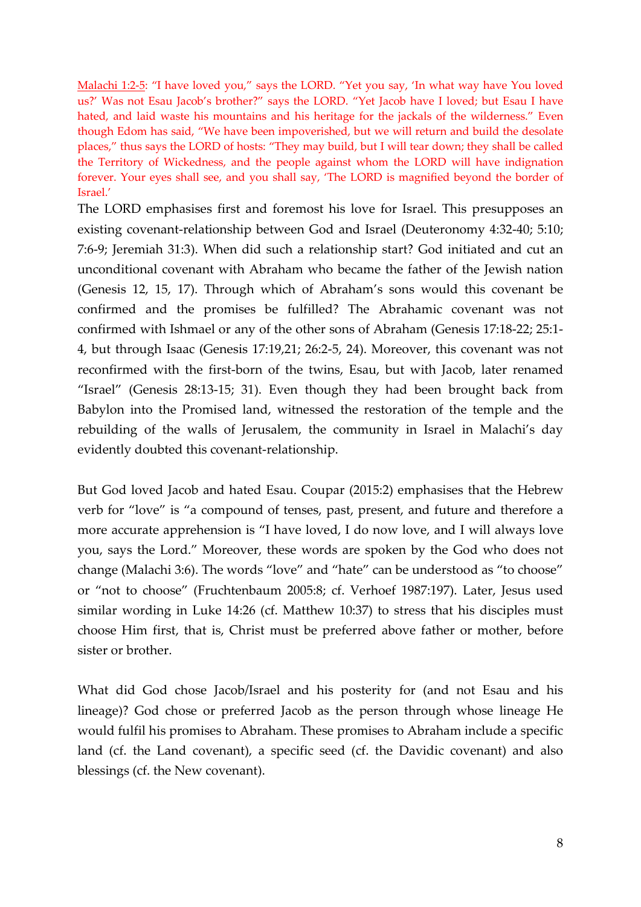Malachi 1:2-5: "I have loved you," says the LORD. "Yet you say, 'In what way have You loved us?' Was not Esau Jacob's brother?" says the LORD. "Yet Jacob have I loved; but Esau I have hated, and laid waste his mountains and his heritage for the jackals of the wilderness." Even though Edom has said, "We have been impoverished, but we will return and build the desolate places," thus says the LORD of hosts: "They may build, but I will tear down; they shall be called the Territory of Wickedness, and the people against whom the LORD will have indignation forever. Your eyes shall see, and you shall say, 'The LORD is magnified beyond the border of Israel.'

The LORD emphasises first and foremost his love for Israel. This presupposes an existing covenant-relationship between God and Israel (Deuteronomy 4:32-40; 5:10; 7:6-9; Jeremiah 31:3). When did such a relationship start? God initiated and cut an unconditional covenant with Abraham who became the father of the Jewish nation (Genesis 12, 15, 17). Through which of Abraham's sons would this covenant be confirmed and the promises be fulfilled? The Abrahamic covenant was not confirmed with Ishmael or any of the other sons of Abraham (Genesis 17:18-22; 25:1-4, but through Isaac (Genesis 17:19,21; 26:2-5, 24). Moreover, this covenant was not reconfirmed with the first-born of the twins, Esau, but with Jacob, later renamed "Israel" (Genesis 28:13-15; 31). Even though they had been brought back from Babylon into the Promised land, witnessed the restoration of the temple and the rebuilding of the walls of Jerusalem, the community in Israel in Malachi's day evidently doubted this covenant-relationship.

But God loved Jacob and hated Esau. Coupar (2015:2) emphasises that the Hebrew verb for "love" is "a compound of tenses, past, present, and future and therefore a more accurate apprehension is "I have loved, I do now love, and I will always love you, says the Lord." Moreover, these words are spoken by the God who does not change (Malachi 3:6). The words "love" and "hate" can be understood as "to choose" or "not to choose" (Fruchtenbaum 2005:8; cf. Verhoef 1987:197). Later, Jesus used similar wording in Luke 14:26 (cf. Matthew 10:37) to stress that his disciples must choose Him first, that is, Christ must be preferred above father or mother, before sister or brother.

What did God chose Jacob/Israel and his posterity for (and not Esau and his lineage)? God chose or preferred Jacob as the person through whose lineage He would fulfil his promises to Abraham. These promises to Abraham include a specific land (cf. the Land covenant), a specific seed (cf. the Davidic covenant) and also blessings (cf. the New covenant).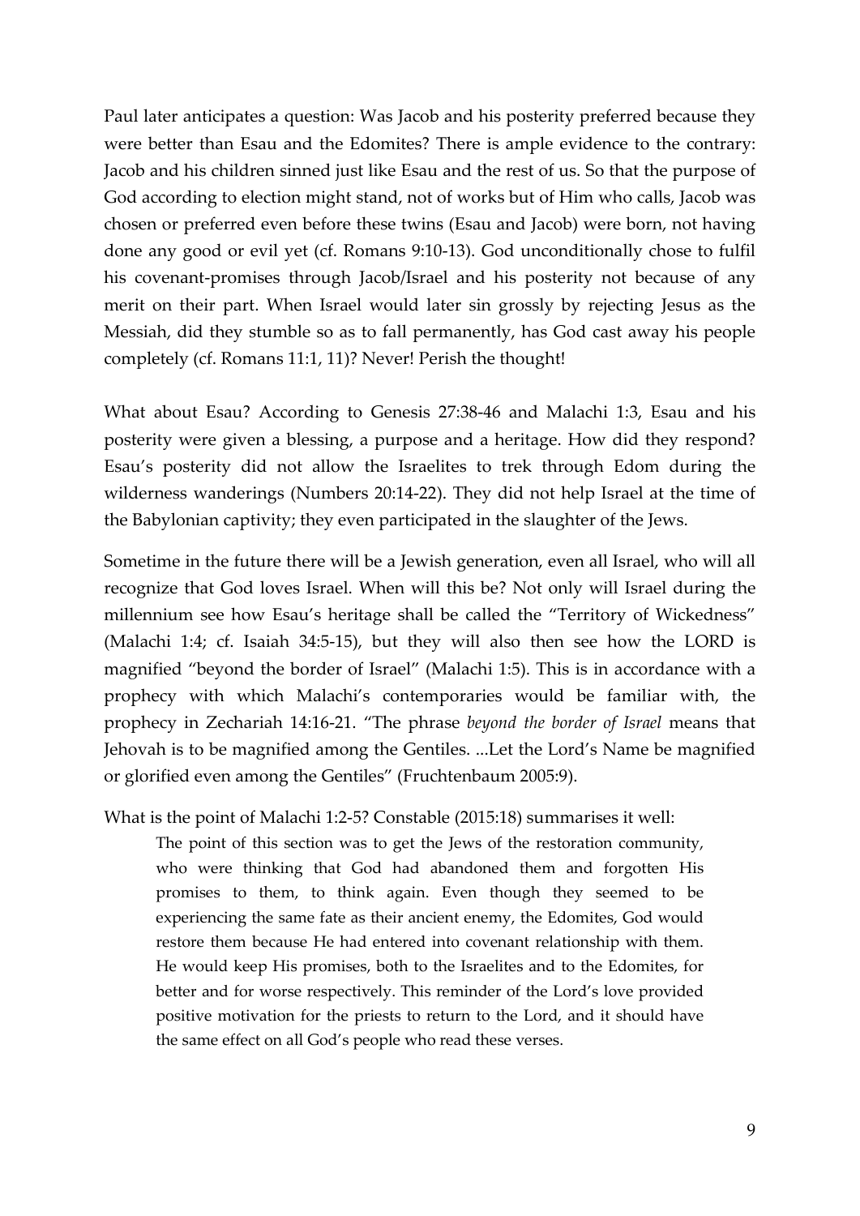Paul later anticipates a question: Was Jacob and his posterity preferred because they were better than Esau and the Edomites? There is ample evidence to the contrary: Jacob and his children sinned just like Esau and the rest of us. So that the purpose of God according to election might stand, not of works but of Him who calls, Jacob was chosen or preferred even before these twins (Esau and Jacob) were born, not having done any good or evil yet (cf. Romans 9:10-13). God unconditionally chose to fulfil his covenant-promises through Jacob/Israel and his posterity not because of any merit on their part. When Israel would later sin grossly by rejecting Jesus as the Messiah, did they stumble so as to fall permanently, has God cast away his people completely (cf. Romans 11:1, 11)? Never! Perish the thought!

What about Esau? According to Genesis 27:38-46 and Malachi 1:3, Esau and his posterity were given a blessing, a purpose and a heritage. How did they respond? Esau's posterity did not allow the Israelites to trek through Edom during the wilderness wanderings (Numbers 20:14-22). They did not help Israel at the time of the Babylonian captivity; they even participated in the slaughter of the Jews.

Sometime in the future there will be a Jewish generation, even all Israel, who will all recognize that God loves Israel. When will this be? Not only will Israel during the millennium see how Esau's heritage shall be called the "Territory of Wickedness" (Malachi 1:4; cf. Isaiah 34:5-15), but they will also then see how the LORD is magnified "beyond the border of Israel" (Malachi 1:5). This is in accordance with a prophecy with which Malachi's contemporaries would be familiar with, the prophecy in Zechariah 14:16-21. "The phrase *beyond the border of Israel* means that Jehovah is to be magnified among the Gentiles. ...Let the Lord's Name be magnified or glorified even among the Gentiles" (Fruchtenbaum 2005:9).

What is the point of Malachi 1:2-5? Constable (2015:18) summarises it well:

> The point of this section was to get the Jews of the restoration community, who were thinking that God had abandoned them and forgotten His promises to them, to think again. Even though they seemed to be experiencing the same fate as their ancient enemy, the Edomites, God would restore them because He had entered into covenant relationship with them. He would keep His promises, both to the Israelites and to the Edomites, for better and for worse respectively. This reminder of the Lord's love provided positive motivation for the priests to return to the Lord, and it should have the same effect on all God's people who read these verses.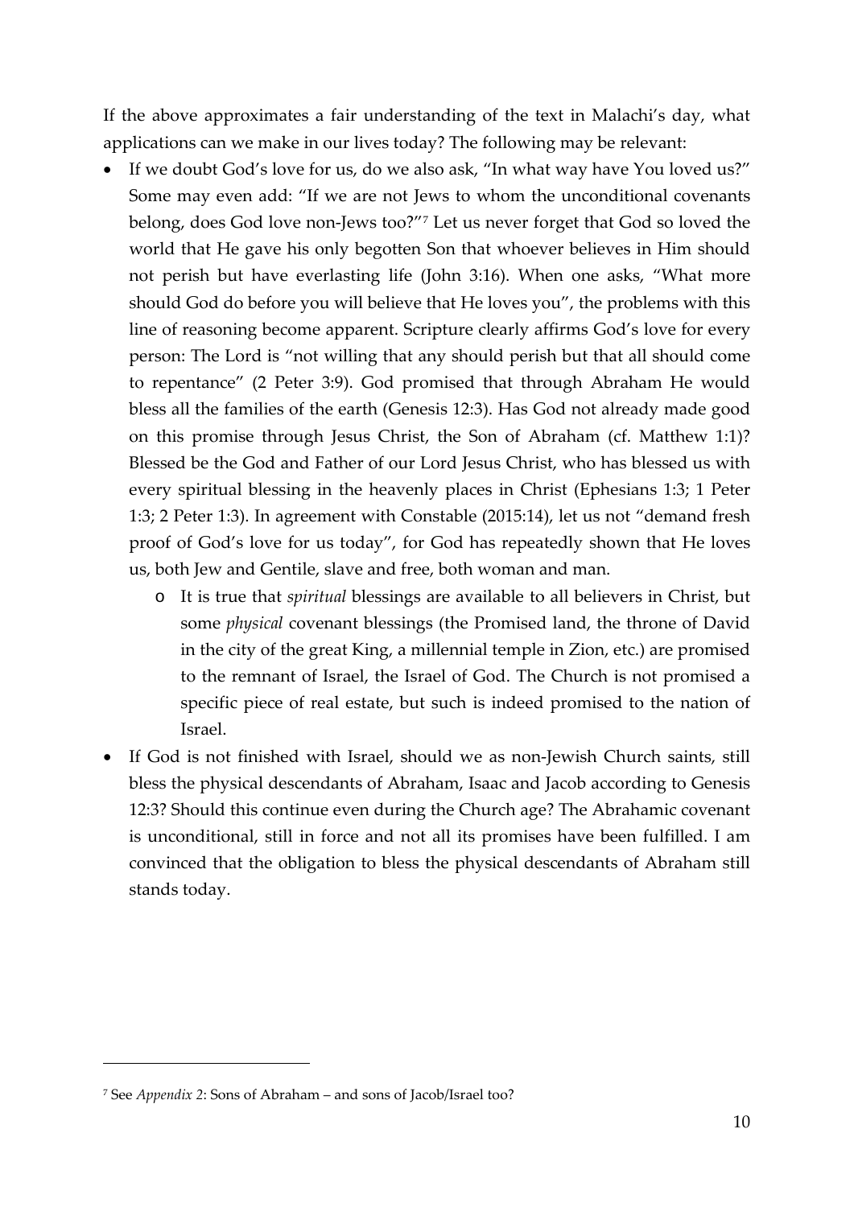If the above approximates a fair understanding of the text in Malachi's day, what applications can we make in our lives today? The following may be relevant:

- If we doubt God's love for us, do we also ask, "In what way have You loved us?" Some may even add: "If we are not Jews to whom the unconditional covenants belong, does God love non-Jews too?"[7] Let us never forget that God so loved the world that He gave his only begotten Son that whoever believes in Him should not perish but have everlasting life (John 3:16). When one asks, "What more should God do before you will believe that He loves you", the problems with this line of reasoning become apparent. Scripture clearly affirms God's love for every person: The Lord is "not willing that any should perish but that all should come to repentance" (2 Peter 3:9). God promised that through Abraham He would bless all the families of the earth (Genesis 12:3). Has God not already made good on this promise through Jesus Christ, the Son of Abraham (cf. Matthew 1:1)? Blessed be the God and Father of our Lord Jesus Christ, who has blessed us with every spiritual blessing in the heavenly places in Christ (Ephesians 1:3; 1 Peter 1:3; 2 Peter 1:3). In agreement with Constable (2015:14), let us not "demand fresh proof of God's love for us today", for God has repeatedly shown that He loves us, both Jew and Gentile, slave and free, both woman and man.
  - It is true that *spiritual* blessings are available to all believers in Christ, but some *physical* covenant blessings (the Promised land, the throne of David in the city of the great King, a millennial temple in Zion, etc.) are promised to the remnant of Israel, the Israel of God. The Church is not promised a specific piece of real estate, but such is indeed promised to the nation of Israel.
- If God is not finished with Israel, should we as non-Jewish Church saints, still bless the physical descendants of Abraham, Isaac and Jacob according to Genesis 12:3? Should this continue even during the Church age? The Abrahamic covenant is unconditional, still in force and not all its promises have been fulfilled. I am convinced that the obligation to bless the physical descendants of Abraham still stands today.

---

[7] See *Appendix 2*: Sons of Abraham – and sons of Jacob/Israel too?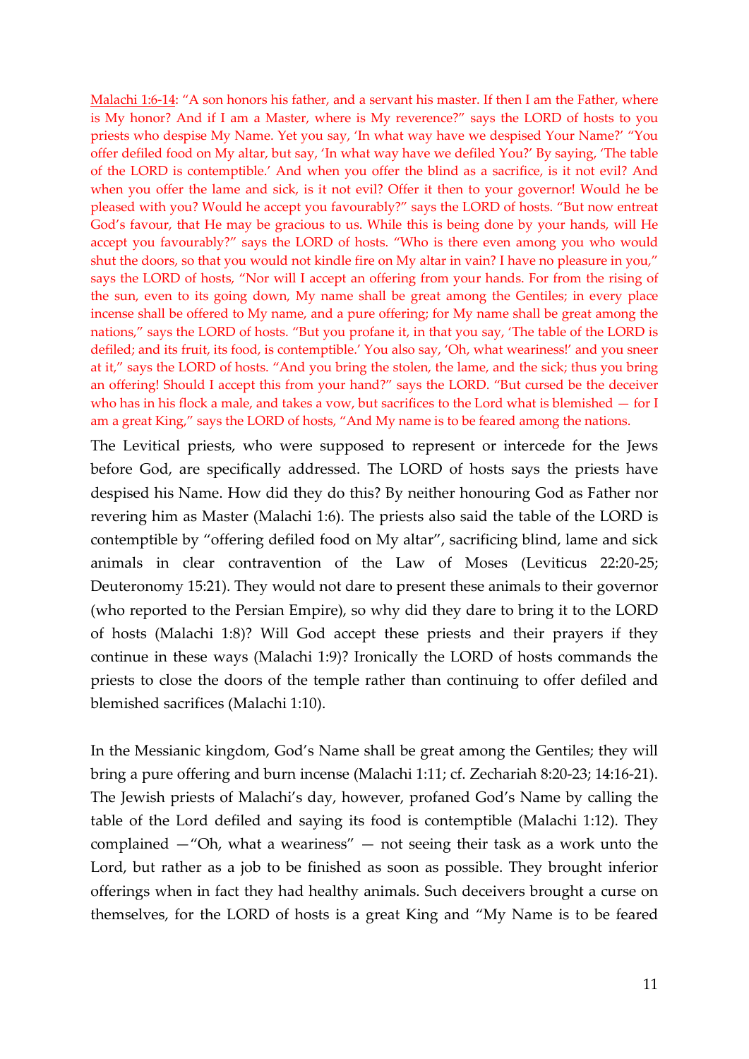Malachi 1:6-14: "A son honors his father, and a servant his master. If then I am the Father, where is My honor? And if I am a Master, where is My reverence?" says the LORD of hosts to you priests who despise My Name. Yet you say, 'In what way have we despised Your Name?' "You offer defiled food on My altar, but say, 'In what way have we defiled You?' By saying, 'The table of the LORD is contemptible.' And when you offer the blind as a sacrifice, is it not evil? And when you offer the lame and sick, is it not evil? Offer it then to your governor! Would he be pleased with you? Would he accept you favourably?" says the LORD of hosts. "But now entreat God's favour, that He may be gracious to us. While this is being done by your hands, will He accept you favourably?" says the LORD of hosts. "Who is there even among you who would shut the doors, so that you would not kindle fire on My altar in vain? I have no pleasure in you," says the LORD of hosts, "Nor will I accept an offering from your hands. For from the rising of the sun, even to its going down, My name shall be great among the Gentiles; in every place incense shall be offered to My name, and a pure offering; for My name shall be great among the nations," says the LORD of hosts. "But you profane it, in that you say, 'The table of the LORD is defiled; and its fruit, its food, is contemptible.' You also say, 'Oh, what weariness!' and you sneer at it," says the LORD of hosts. "And you bring the stolen, the lame, and the sick; thus you bring an offering! Should I accept this from your hand?" says the LORD. "But cursed be the deceiver who has in his flock a male, and takes a vow, but sacrifices to the Lord what is blemished — for I am a great King," says the LORD of hosts, "And My name is to be feared among the nations.

The Levitical priests, who were supposed to represent or intercede for the Jews before God, are specifically addressed. The LORD of hosts says the priests have despised his Name. How did they do this? By neither honouring God as Father nor revering him as Master (Malachi 1:6). The priests also said the table of the LORD is contemptible by "offering defiled food on My altar", sacrificing blind, lame and sick animals in clear contravention of the Law of Moses (Leviticus 22:20-25; Deuteronomy 15:21). They would not dare to present these animals to their governor (who reported to the Persian Empire), so why did they dare to bring it to the LORD of hosts (Malachi 1:8)? Will God accept these priests and their prayers if they continue in these ways (Malachi 1:9)? Ironically the LORD of hosts commands the priests to close the doors of the temple rather than continuing to offer defiled and blemished sacrifices (Malachi 1:10).

In the Messianic kingdom, God's Name shall be great among the Gentiles; they will bring a pure offering and burn incense (Malachi 1:11; cf. Zechariah 8:20-23; 14:16-21). The Jewish priests of Malachi's day, however, profaned God's Name by calling the table of the Lord defiled and saying its food is contemptible (Malachi 1:12). They complained —"Oh, what a weariness" — not seeing their task as a work unto the Lord, but rather as a job to be finished as soon as possible. They brought inferior offerings when in fact they had healthy animals. Such deceivers brought a curse on themselves, for the LORD of hosts is a great King and "My Name is to be feared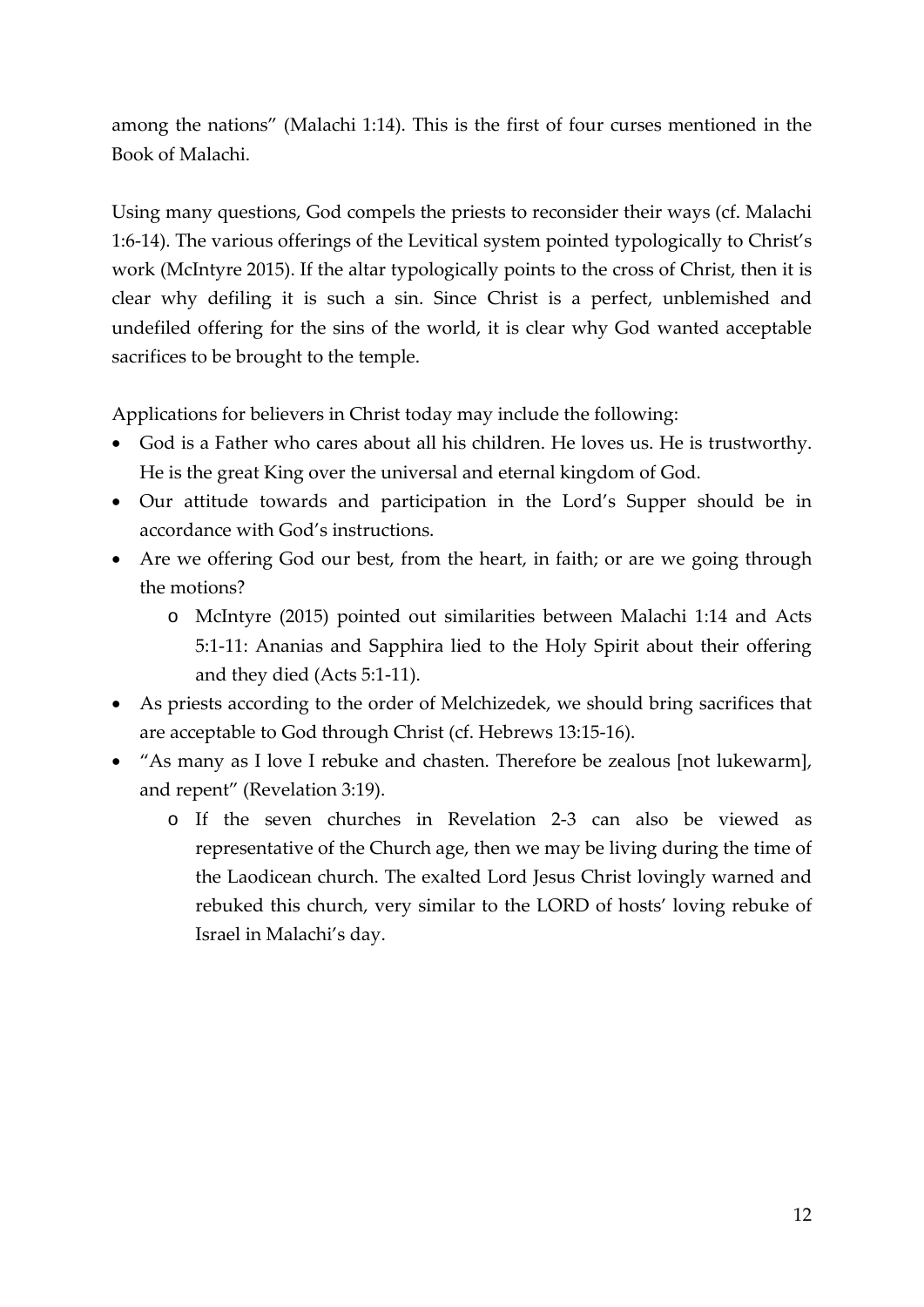among the nations" (Malachi 1:14). This is the first of four curses mentioned in the Book of Malachi.

Using many questions, God compels the priests to reconsider their ways (cf. Malachi 1:6-14). The various offerings of the Levitical system pointed typologically to Christ's work (McIntyre 2015). If the altar typologically points to the cross of Christ, then it is clear why defiling it is such a sin. Since Christ is a perfect, unblemished and undefiled offering for the sins of the world, it is clear why God wanted acceptable sacrifices to be brought to the temple.

Applications for believers in Christ today may include the following:

- God is a Father who cares about all his children. He loves us. He is trustworthy. He is the great King over the universal and eternal kingdom of God.
- Our attitude towards and participation in the Lord's Supper should be in accordance with God's instructions.
- Are we offering God our best, from the heart, in faith; or are we going through the motions?
    - McIntyre (2015) pointed out similarities between Malachi 1:14 and Acts 5:1-11: Ananias and Sapphira lied to the Holy Spirit about their offering and they died (Acts 5:1-11).
- As priests according to the order of Melchizedek, we should bring sacrifices that are acceptable to God through Christ (cf. Hebrews 13:15-16).
- "As many as I love I rebuke and chasten. Therefore be zealous [not lukewarm], and repent" (Revelation 3:19).
    - If the seven churches in Revelation 2-3 can also be viewed as representative of the Church age, then we may be living during the time of the Laodicean church. The exalted Lord Jesus Christ lovingly warned and rebuked this church, very similar to the LORD of hosts' loving rebuke of Israel in Malachi's day.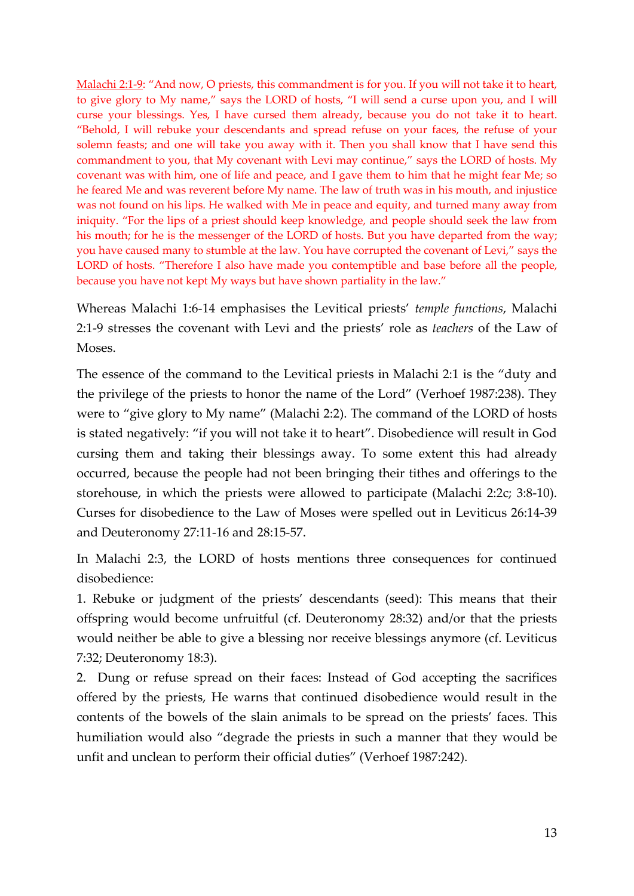Malachi 2:1-9: “And now, O priests, this commandment is for you. If you will not take it to heart, to give glory to My name,” says the LORD of hosts, “I will send a curse upon you, and I will curse your blessings. Yes, I have cursed them already, because you do not take it to heart. “Behold, I will rebuke your descendants and spread refuse on your faces, the refuse of your solemn feasts; and one will take you away with it. Then you shall know that I have send this commandment to you, that My covenant with Levi may continue,” says the LORD of hosts. My covenant was with him, one of life and peace, and I gave them to him that he might fear Me; so he feared Me and was reverent before My name. The law of truth was in his mouth, and injustice was not found on his lips. He walked with Me in peace and equity, and turned many away from iniquity. “For the lips of a priest should keep knowledge, and people should seek the law from his mouth; for he is the messenger of the LORD of hosts. But you have departed from the way; you have caused many to stumble at the law. You have corrupted the covenant of Levi,” says the LORD of hosts. “Therefore I also have made you contemptible and base before all the people, because you have not kept My ways but have shown partiality in the law.”

Whereas Malachi 1:6-14 emphasises the Levitical priests’ *temple functions*, Malachi 2:1-9 stresses the covenant with Levi and the priests’ role as *teachers* of the Law of Moses.

The essence of the command to the Levitical priests in Malachi 2:1 is the “duty and the privilege of the priests to honor the name of the Lord” (Verhoef 1987:238). They were to “give glory to My name” (Malachi 2:2). The command of the LORD of hosts is stated negatively: “if you will not take it to heart”. Disobedience will result in God cursing them and taking their blessings away. To some extent this had already occurred, because the people had not been bringing their tithes and offerings to the storehouse, in which the priests were allowed to participate (Malachi 2:2c; 3:8-10). Curses for disobedience to the Law of Moses were spelled out in Leviticus 26:14-39 and Deuteronomy 27:11-16 and 28:15-57.

In Malachi 2:3, the LORD of hosts mentions three consequences for continued disobedience:

1. Rebuke or judgment of the priests’ descendants (seed): This means that their offspring would become unfruitful (cf. Deuteronomy 28:32) and/or that the priests would neither be able to give a blessing nor receive blessings anymore (cf. Leviticus 7:32; Deuteronomy 18:3).
2. Dung or refuse spread on their faces: Instead of God accepting the sacrifices offered by the priests, He warns that continued disobedience would result in the contents of the bowels of the slain animals to be spread on the priests’ faces. This humiliation would also “degrade the priests in such a manner that they would be unfit and unclean to perform their official duties” (Verhoef 1987:242).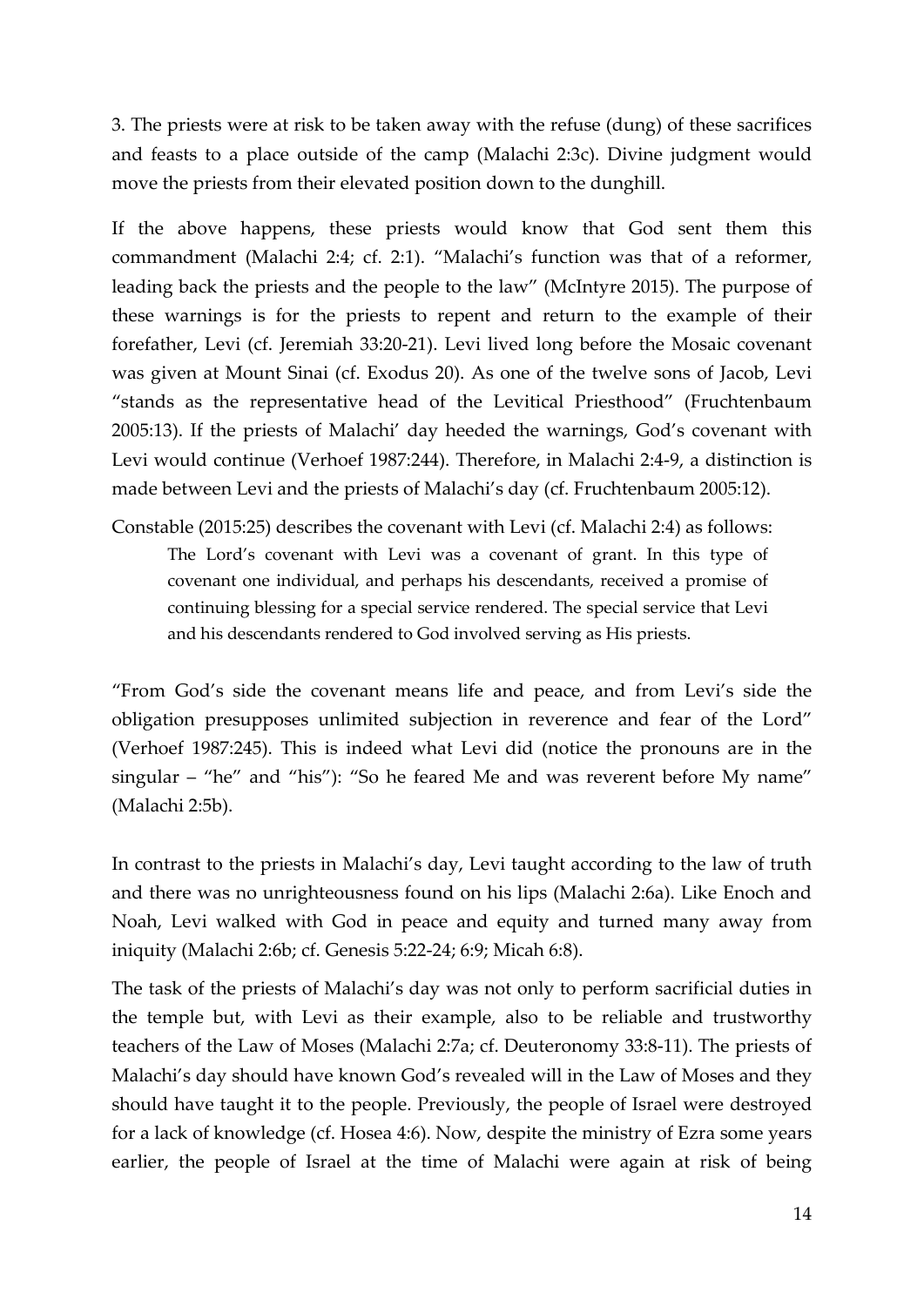3. The priests were at risk to be taken away with the refuse (dung) of these sacrifices and feasts to a place outside of the camp (Malachi 2:3c). Divine judgment would move the priests from their elevated position down to the dunghill.

If the above happens, these priests would know that God sent them this commandment (Malachi 2:4; cf. 2:1). "Malachi's function was that of a reformer, leading back the priests and the people to the law" (McIntyre 2015). The purpose of these warnings is for the priests to repent and return to the example of their forefather, Levi (cf. Jeremiah 33:20-21). Levi lived long before the Mosaic covenant was given at Mount Sinai (cf. Exodus 20). As one of the twelve sons of Jacob, Levi "stands as the representative head of the Levitical Priesthood" (Fruchtenbaum 2005:13). If the priests of Malachi' day heeded the warnings, God's covenant with Levi would continue (Verhoef 1987:244). Therefore, in Malachi 2:4-9, a distinction is made between Levi and the priests of Malachi's day (cf. Fruchtenbaum 2005:12).

Constable (2015:25) describes the covenant with Levi (cf. Malachi 2:4) as follows:

> The Lord's covenant with Levi was a covenant of grant. In this type of covenant one individual, and perhaps his descendants, received a promise of continuing blessing for a special service rendered. The special service that Levi and his descendants rendered to God involved serving as His priests.

"From God's side the covenant means life and peace, and from Levi's side the obligation presupposes unlimited subjection in reverence and fear of the Lord" (Verhoef 1987:245). This is indeed what Levi did (notice the pronouns are in the singular – "he" and "his"): "So he feared Me and was reverent before My name" (Malachi 2:5b).

In contrast to the priests in Malachi's day, Levi taught according to the law of truth and there was no unrighteousness found on his lips (Malachi 2:6a). Like Enoch and Noah, Levi walked with God in peace and equity and turned many away from iniquity (Malachi 2:6b; cf. Genesis 5:22-24; 6:9; Micah 6:8).

The task of the priests of Malachi's day was not only to perform sacrificial duties in the temple but, with Levi as their example, also to be reliable and trustworthy teachers of the Law of Moses (Malachi 2:7a; cf. Deuteronomy 33:8-11). The priests of Malachi's day should have known God's revealed will in the Law of Moses and they should have taught it to the people. Previously, the people of Israel were destroyed for a lack of knowledge (cf. Hosea 4:6). Now, despite the ministry of Ezra some years earlier, the people of Israel at the time of Malachi were again at risk of being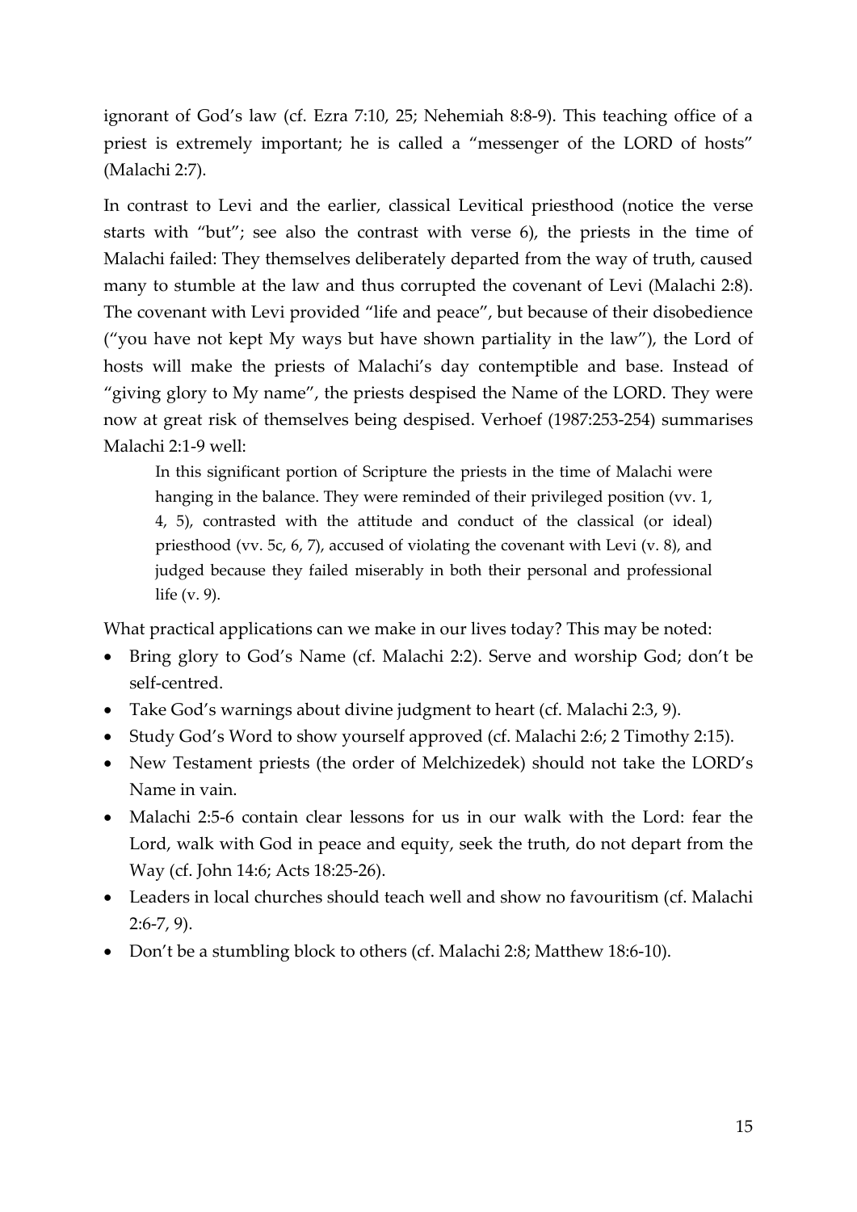ignorant of God's law (cf. Ezra 7:10, 25; Nehemiah 8:8-9). This teaching office of a priest is extremely important; he is called a "messenger of the LORD of hosts" (Malachi 2:7).

In contrast to Levi and the earlier, classical Levitical priesthood (notice the verse starts with "but"; see also the contrast with verse 6), the priests in the time of Malachi failed: They themselves deliberately departed from the way of truth, caused many to stumble at the law and thus corrupted the covenant of Levi (Malachi 2:8). The covenant with Levi provided "life and peace", but because of their disobedience ("you have not kept My ways but have shown partiality in the law"), the Lord of hosts will make the priests of Malachi's day contemptible and base. Instead of "giving glory to My name", the priests despised the Name of the LORD. They were now at great risk of themselves being despised. Verhoef (1987:253-254) summarises Malachi 2:1-9 well:

> In this significant portion of Scripture the priests in the time of Malachi were hanging in the balance. They were reminded of their privileged position (vv. 1, 4, 5), contrasted with the attitude and conduct of the classical (or ideal) priesthood (vv. 5c, 6, 7), accused of violating the covenant with Levi (v. 8), and judged because they failed miserably in both their personal and professional life (v. 9).

What practical applications can we make in our lives today? This may be noted:

- Bring glory to God's Name (cf. Malachi 2:2). Serve and worship God; don't be self-centred.
- Take God's warnings about divine judgment to heart (cf. Malachi 2:3, 9).
- Study God's Word to show yourself approved (cf. Malachi 2:6; 2 Timothy 2:15).
- New Testament priests (the order of Melchizedek) should not take the LORD's Name in vain.
- Malachi 2:5-6 contain clear lessons for us in our walk with the Lord: fear the Lord, walk with God in peace and equity, seek the truth, do not depart from the Way (cf. John 14:6; Acts 18:25-26).
- Leaders in local churches should teach well and show no favouritism (cf. Malachi 2:6-7, 9).
- Don't be a stumbling block to others (cf. Malachi 2:8; Matthew 18:6-10).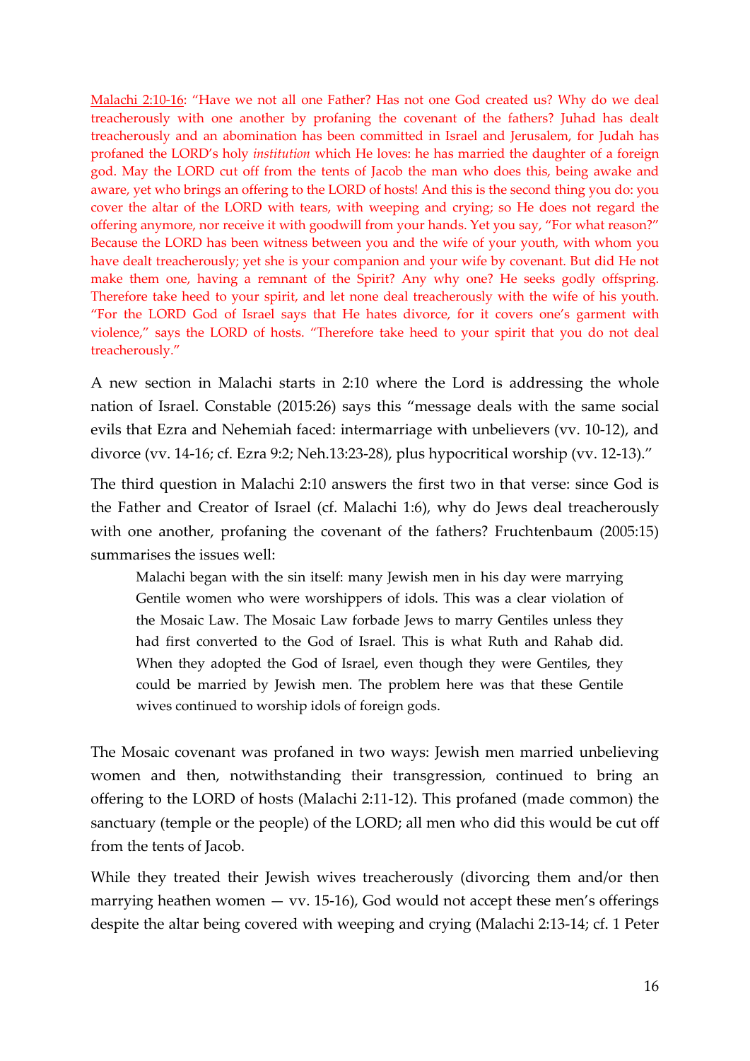Malachi 2:10-16: “Have we not all one Father? Has not one God created us? Why do we deal treacherously with one another by profaning the covenant of the fathers? Juhad has dealt treacherously and an abomination has been committed in Israel and Jerusalem, for Judah has profaned the LORD’s holy *institution* which He loves: he has married the daughter of a foreign god. May the LORD cut off from the tents of Jacob the man who does this, being awake and aware, yet who brings an offering to the LORD of hosts! And this is the second thing you do: you cover the altar of the LORD with tears, with weeping and crying; so He does not regard the offering anymore, nor receive it with goodwill from your hands. Yet you say, “For what reason?” Because the LORD has been witness between you and the wife of your youth, with whom you have dealt treacherously; yet she is your companion and your wife by covenant. But did He not make them one, having a remnant of the Spirit? Any why one? He seeks godly offspring. Therefore take heed to your spirit, and let none deal treacherously with the wife of his youth. “For the LORD God of Israel says that He hates divorce, for it covers one’s garment with violence,” says the LORD of hosts. “Therefore take heed to your spirit that you do not deal treacherously.”

A new section in Malachi starts in 2:10 where the Lord is addressing the whole nation of Israel. Constable (2015:26) says this “message deals with the same social evils that Ezra and Nehemiah faced: intermarriage with unbelievers (vv. 10-12), and divorce (vv. 14-16; cf. Ezra 9:2; Neh.13:23-28), plus hypocritical worship (vv. 12-13).”

The third question in Malachi 2:10 answers the first two in that verse: since God is the Father and Creator of Israel (cf. Malachi 1:6), why do Jews deal treacherously with one another, profaning the covenant of the fathers? Fruchtenbaum (2005:15) summarises the issues well:

> Malachi began with the sin itself: many Jewish men in his day were marrying Gentile women who were worshippers of idols. This was a clear violation of the Mosaic Law. The Mosaic Law forbade Jews to marry Gentiles unless they had first converted to the God of Israel. This is what Ruth and Rahab did. When they adopted the God of Israel, even though they were Gentiles, they could be married by Jewish men. The problem here was that these Gentile wives continued to worship idols of foreign gods.

The Mosaic covenant was profaned in two ways: Jewish men married unbelieving women and then, notwithstanding their transgression, continued to bring an offering to the LORD of hosts (Malachi 2:11-12). This profaned (made common) the sanctuary (temple or the people) of the LORD; all men who did this would be cut off from the tents of Jacob.

While they treated their Jewish wives treacherously (divorcing them and/or then marrying heathen women — vv. 15-16), God would not accept these men’s offerings despite the altar being covered with weeping and crying (Malachi 2:13-14; cf. 1 Peter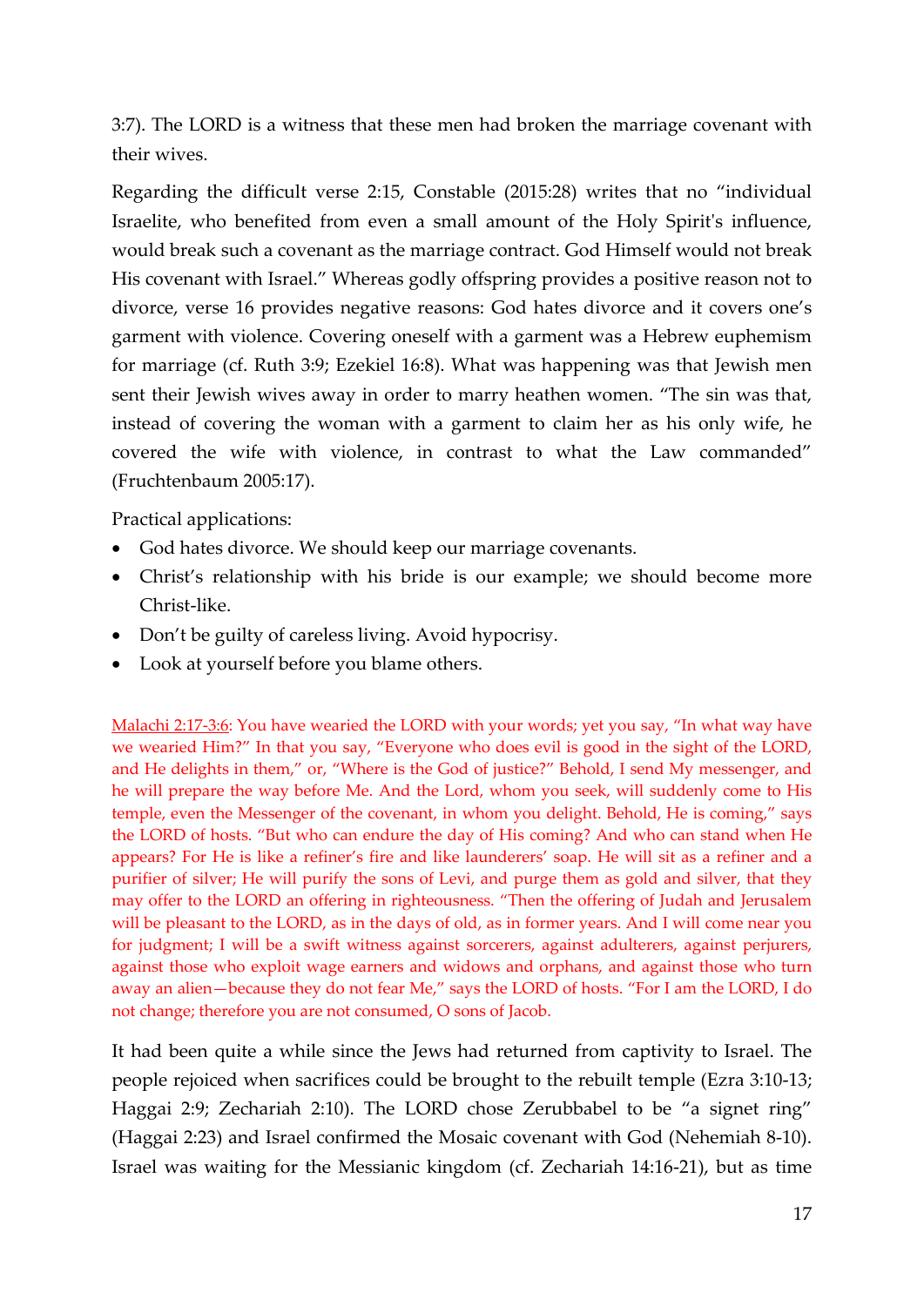3:7). The LORD is a witness that these men had broken the marriage covenant with their wives.

Regarding the difficult verse 2:15, Constable (2015:28) writes that no "individual Israelite, who benefited from even a small amount of the Holy Spirit's influence, would break such a covenant as the marriage contract. God Himself would not break His covenant with Israel." Whereas godly offspring provides a positive reason not to divorce, verse 16 provides negative reasons: God hates divorce and it covers one's garment with violence. Covering oneself with a garment was a Hebrew euphemism for marriage (cf. Ruth 3:9; Ezekiel 16:8). What was happening was that Jewish men sent their Jewish wives away in order to marry heathen women. "The sin was that, instead of covering the woman with a garment to claim her as his only wife, he covered the wife with violence, in contrast to what the Law commanded" (Fruchtenbaum 2005:17).

Practical applications:

- God hates divorce. We should keep our marriage covenants.
- Christ's relationship with his bride is our example; we should become more Christ-like.
- Don't be guilty of careless living. Avoid hypocrisy.
- Look at yourself before you blame others.

Malachi 2:17-3:6: You have wearied the LORD with your words; yet you say, "In what way have we wearied Him?" In that you say, "Everyone who does evil is good in the sight of the LORD, and He delights in them," or, "Where is the God of justice?" Behold, I send My messenger, and he will prepare the way before Me. And the Lord, whom you seek, will suddenly come to His temple, even the Messenger of the covenant, in whom you delight. Behold, He is coming," says the LORD of hosts. "But who can endure the day of His coming? And who can stand when He appears? For He is like a refiner's fire and like launderers' soap. He will sit as a refiner and a purifier of silver; He will purify the sons of Levi, and purge them as gold and silver, that they may offer to the LORD an offering in righteousness. "Then the offering of Judah and Jerusalem will be pleasant to the LORD, as in the days of old, as in former years. And I will come near you for judgment; I will be a swift witness against sorcerers, against adulterers, against perjurers, against those who exploit wage earners and widows and orphans, and against those who turn away an alien—because they do not fear Me," says the LORD of hosts. "For I am the LORD, I do not change; therefore you are not consumed, O sons of Jacob.

It had been quite a while since the Jews had returned from captivity to Israel. The people rejoiced when sacrifices could be brought to the rebuilt temple (Ezra 3:10-13; Haggai 2:9; Zechariah 2:10). The LORD chose Zerubbabel to be "a signet ring" (Haggai 2:23) and Israel confirmed the Mosaic covenant with God (Nehemiah 8-10). Israel was waiting for the Messianic kingdom (cf. Zechariah 14:16-21), but as time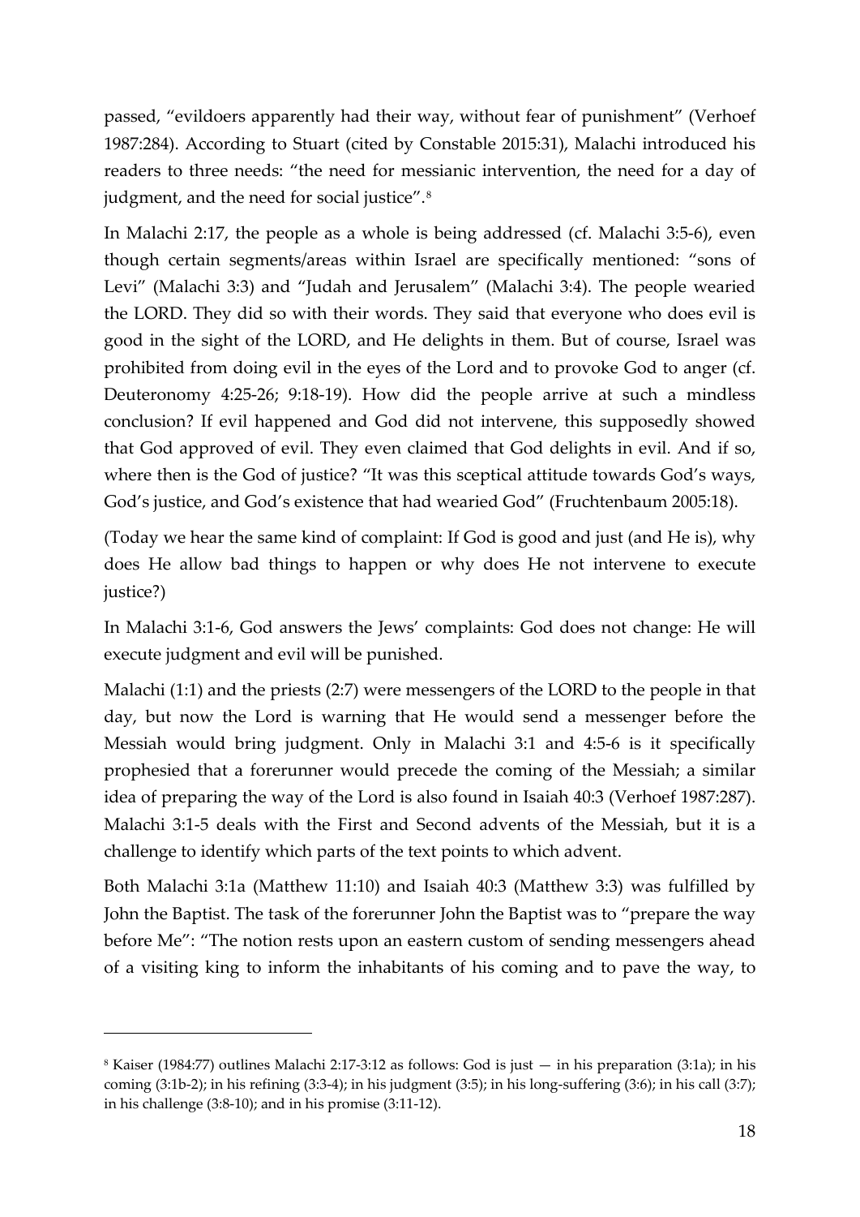passed, "evildoers apparently had their way, without fear of punishment" (Verhoef 1987:284). According to Stuart (cited by Constable 2015:31), Malachi introduced his readers to three needs: "the need for messianic intervention, the need for a day of judgment, and the need for social justice".[8]

In Malachi 2:17, the people as a whole is being addressed (cf. Malachi 3:5-6), even though certain segments/areas within Israel are specifically mentioned: "sons of Levi" (Malachi 3:3) and "Judah and Jerusalem" (Malachi 3:4). The people wearied the LORD. They did so with their words. They said that everyone who does evil is good in the sight of the LORD, and He delights in them. But of course, Israel was prohibited from doing evil in the eyes of the Lord and to provoke God to anger (cf. Deuteronomy 4:25-26; 9:18-19). How did the people arrive at such a mindless conclusion? If evil happened and God did not intervene, this supposedly showed that God approved of evil. They even claimed that God delights in evil. And if so, where then is the God of justice? "It was this sceptical attitude towards God's ways, God's justice, and God's existence that had wearied God" (Fruchtenbaum 2005:18).

(Today we hear the same kind of complaint: If God is good and just (and He is), why does He allow bad things to happen or why does He not intervene to execute justice?)

In Malachi 3:1-6, God answers the Jews' complaints: God does not change: He will execute judgment and evil will be punished.

Malachi (1:1) and the priests (2:7) were messengers of the LORD to the people in that day, but now the Lord is warning that He would send a messenger before the Messiah would bring judgment. Only in Malachi 3:1 and 4:5-6 is it specifically prophesied that a forerunner would precede the coming of the Messiah; a similar idea of preparing the way of the Lord is also found in Isaiah 40:3 (Verhoef 1987:287). Malachi 3:1-5 deals with the First and Second advents of the Messiah, but it is a challenge to identify which parts of the text points to which advent.

Both Malachi 3:1a (Matthew 11:10) and Isaiah 40:3 (Matthew 3:3) was fulfilled by John the Baptist. The task of the forerunner John the Baptist was to "prepare the way before Me": "The notion rests upon an eastern custom of sending messengers ahead of a visiting king to inform the inhabitants of his coming and to pave the way, to

---

[8] Kaiser (1984:77) outlines Malachi 2:17-3:12 as follows: God is just — in his preparation (3:1a); in his coming (3:1b-2); in his refining (3:3-4); in his judgment (3:5); in his long-suffering (3:6); in his call (3:7); in his challenge (3:8-10); and in his promise (3:11-12).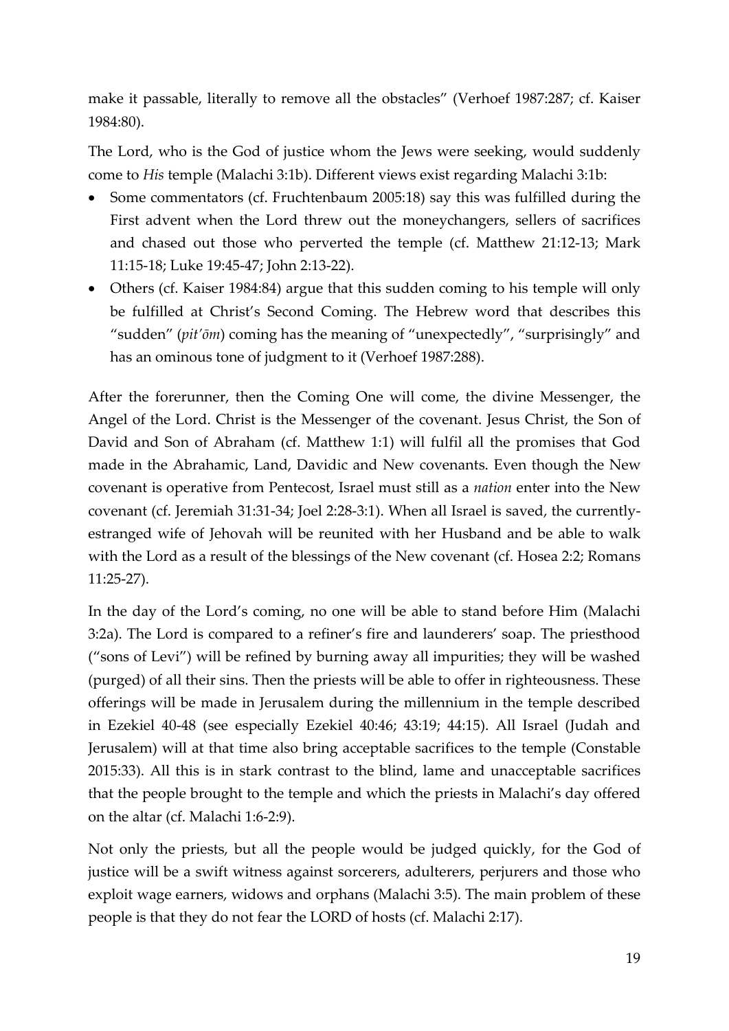make it passable, literally to remove all the obstacles" (Verhoef 1987:287; cf. Kaiser 1984:80).

The Lord, who is the God of justice whom the Jews were seeking, would suddenly come to *His* temple (Malachi 3:1b). Different views exist regarding Malachi 3:1b:

- Some commentators (cf. Fruchtenbaum 2005:18) say this was fulfilled during the First advent when the Lord threw out the moneychangers, sellers of sacrifices and chased out those who perverted the temple (cf. Matthew 21:12-13; Mark 11:15-18; Luke 19:45-47; John 2:13-22).
- Others (cf. Kaiser 1984:84) argue that this sudden coming to his temple will only be fulfilled at Christ's Second Coming. The Hebrew word that describes this "sudden" (*pit'ōm*) coming has the meaning of "unexpectedly", "surprisingly" and has an ominous tone of judgment to it (Verhoef 1987:288).

After the forerunner, then the Coming One will come, the divine Messenger, the Angel of the Lord. Christ is the Messenger of the covenant. Jesus Christ, the Son of David and Son of Abraham (cf. Matthew 1:1) will fulfil all the promises that God made in the Abrahamic, Land, Davidic and New covenants. Even though the New covenant is operative from Pentecost, Israel must still as a *nation* enter into the New covenant (cf. Jeremiah 31:31-34; Joel 2:28-3:1). When all Israel is saved, the currently-estranged wife of Jehovah will be reunited with her Husband and be able to walk with the Lord as a result of the blessings of the New covenant (cf. Hosea 2:2; Romans 11:25-27).

In the day of the Lord's coming, no one will be able to stand before Him (Malachi 3:2a). The Lord is compared to a refiner's fire and launderers' soap. The priesthood ("sons of Levi") will be refined by burning away all impurities; they will be washed (purged) of all their sins. Then the priests will be able to offer in righteousness. These offerings will be made in Jerusalem during the millennium in the temple described in Ezekiel 40-48 (see especially Ezekiel 40:46; 43:19; 44:15). All Israel (Judah and Jerusalem) will at that time also bring acceptable sacrifices to the temple (Constable 2015:33). All this is in stark contrast to the blind, lame and unacceptable sacrifices that the people brought to the temple and which the priests in Malachi's day offered on the altar (cf. Malachi 1:6-2:9).

Not only the priests, but all the people would be judged quickly, for the God of justice will be a swift witness against sorcerers, adulterers, perjurers and those who exploit wage earners, widows and orphans (Malachi 3:5). The main problem of these people is that they do not fear the LORD of hosts (cf. Malachi 2:17).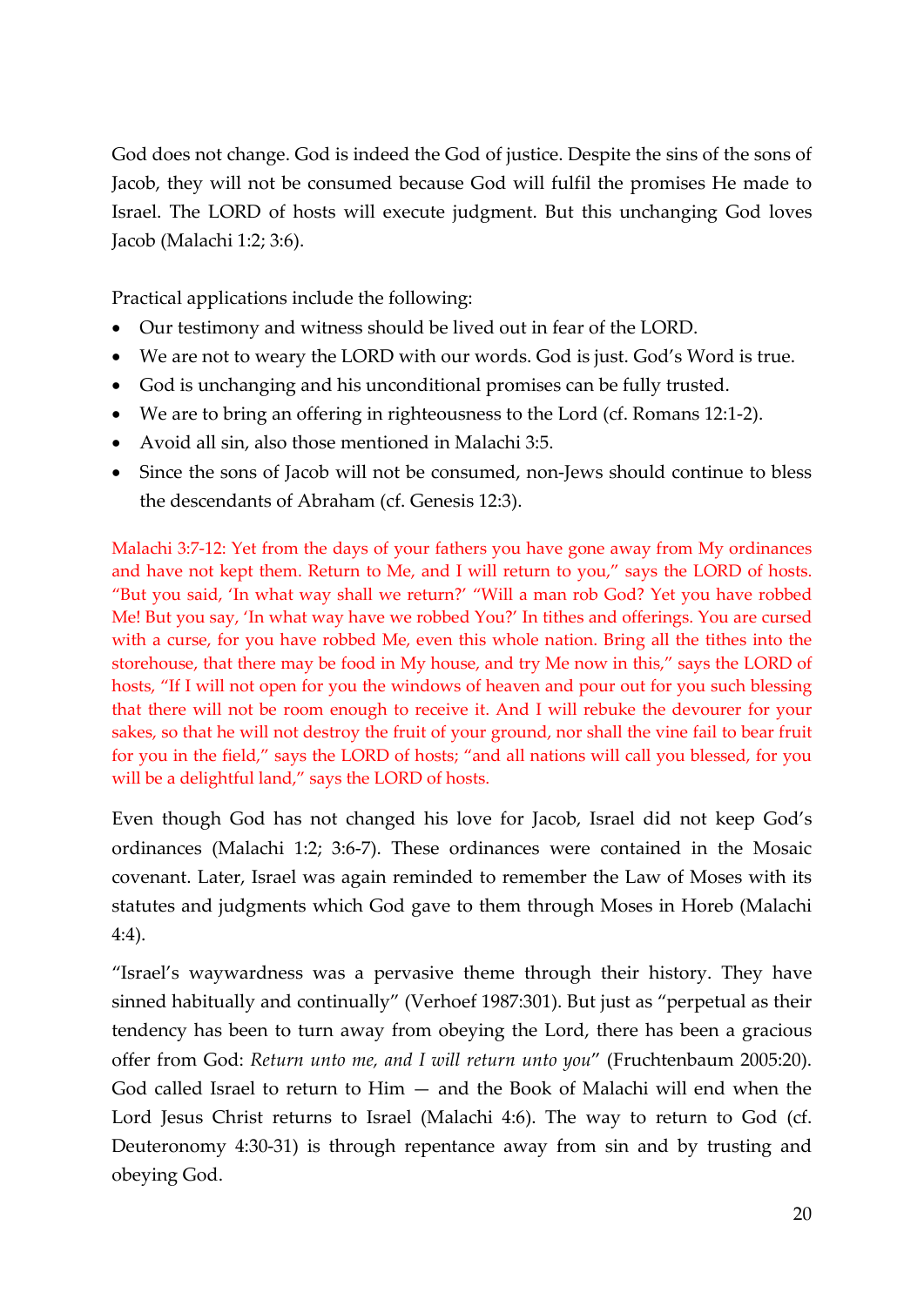God does not change. God is indeed the God of justice. Despite the sins of the sons of Jacob, they will not be consumed because God will fulfil the promises He made to Israel. The LORD of hosts will execute judgment. But this unchanging God loves Jacob (Malachi 1:2; 3:6).

Practical applications include the following:

- Our testimony and witness should be lived out in fear of the LORD.
- We are not to weary the LORD with our words. God is just. God's Word is true.
- God is unchanging and his unconditional promises can be fully trusted.
- We are to bring an offering in righteousness to the Lord (cf. Romans 12:1-2).
- Avoid all sin, also those mentioned in Malachi 3:5.
- Since the sons of Jacob will not be consumed, non-Jews should continue to bless the descendants of Abraham (cf. Genesis 12:3).

Malachi 3:7-12: Yet from the days of your fathers you have gone away from My ordinances and have not kept them. Return to Me, and I will return to you," says the LORD of hosts. "But you said, 'In what way shall we return?' "Will a man rob God? Yet you have robbed Me! But you say, 'In what way have we robbed You?' In tithes and offerings. You are cursed with a curse, for you have robbed Me, even this whole nation. Bring all the tithes into the storehouse, that there may be food in My house, and try Me now in this," says the LORD of hosts, "If I will not open for you the windows of heaven and pour out for you such blessing that there will not be room enough to receive it. And I will rebuke the devourer for your sakes, so that he will not destroy the fruit of your ground, nor shall the vine fail to bear fruit for you in the field," says the LORD of hosts; "and all nations will call you blessed, for you will be a delightful land," says the LORD of hosts.

Even though God has not changed his love for Jacob, Israel did not keep God's ordinances (Malachi 1:2; 3:6-7). These ordinances were contained in the Mosaic covenant. Later, Israel was again reminded to remember the Law of Moses with its statutes and judgments which God gave to them through Moses in Horeb (Malachi 4:4).

"Israel's waywardness was a pervasive theme through their history. They have sinned habitually and continually" (Verhoef 1987:301). But just as "perpetual as their tendency has been to turn away from obeying the Lord, there has been a gracious offer from God: *Return unto me, and I will return unto you*" (Fruchtenbaum 2005:20). God called Israel to return to Him — and the Book of Malachi will end when the Lord Jesus Christ returns to Israel (Malachi 4:6). The way to return to God (cf. Deuteronomy 4:30-31) is through repentance away from sin and by trusting and obeying God.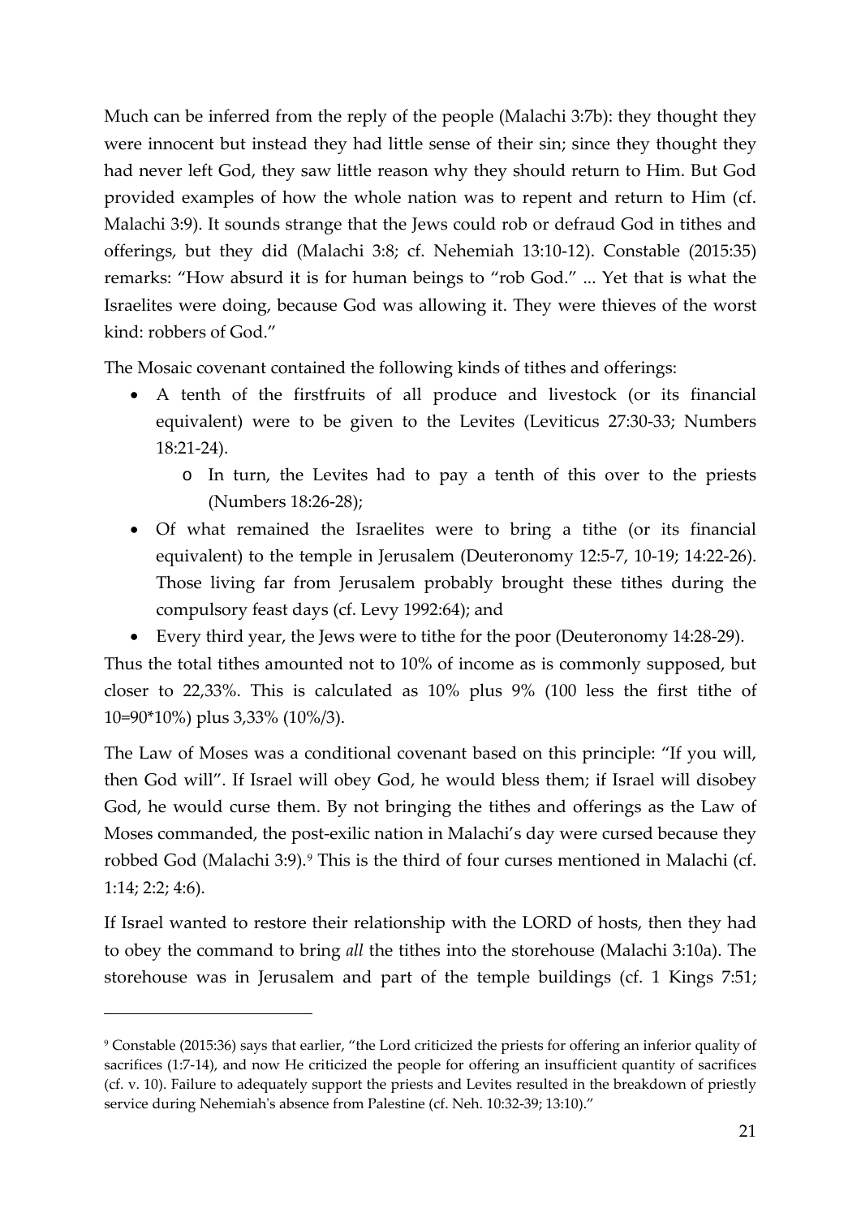Much can be inferred from the reply of the people (Malachi 3:7b): they thought they were innocent but instead they had little sense of their sin; since they thought they had never left God, they saw little reason why they should return to Him. But God provided examples of how the whole nation was to repent and return to Him (cf. Malachi 3:9). It sounds strange that the Jews could rob or defraud God in tithes and offerings, but they did (Malachi 3:8; cf. Nehemiah 13:10-12). Constable (2015:35) remarks: "How absurd it is for human beings to "rob God." ... Yet that is what the Israelites were doing, because God was allowing it. They were thieves of the worst kind: robbers of God."

The Mosaic covenant contained the following kinds of tithes and offerings:

- A tenth of the firstfruits of all produce and livestock (or its financial equivalent) were to be given to the Levites (Leviticus 27:30-33; Numbers 18:21-24).
    - In turn, the Levites had to pay a tenth of this over to the priests (Numbers 18:26-28);
- Of what remained the Israelites were to bring a tithe (or its financial equivalent) to the temple in Jerusalem (Deuteronomy 12:5-7, 10-19; 14:22-26). Those living far from Jerusalem probably brought these tithes during the compulsory feast days (cf. Levy 1992:64); and
- Every third year, the Jews were to tithe for the poor (Deuteronomy 14:28-29).

Thus the total tithes amounted not to 10% of income as is commonly supposed, but closer to 22,33%. This is calculated as 10% plus 9% (100 less the first tithe of 10=90*10%) plus 3,33% (10%/3).

The Law of Moses was a conditional covenant based on this principle: "If you will, then God will". If Israel will obey God, he would bless them; if Israel will disobey God, he would curse them. By not bringing the tithes and offerings as the Law of Moses commanded, the post-exilic nation in Malachi's day were cursed because they robbed God (Malachi 3:9).[9] This is the third of four curses mentioned in Malachi (cf. 1:14; 2:2; 4:6).

If Israel wanted to restore their relationship with the LORD of hosts, then they had to obey the command to bring *all* the tithes into the storehouse (Malachi 3:10a). The storehouse was in Jerusalem and part of the temple buildings (cf. 1 Kings 7:51;

---

[9] Constable (2015:36) says that earlier, "the Lord criticized the priests for offering an inferior quality of sacrifices (1:7-14), and now He criticized the people for offering an insufficient quantity of sacrifices (cf. v. 10). Failure to adequately support the priests and Levites resulted in the breakdown of priestly service during Nehemiah's absence from Palestine (cf. Neh. 10:32-39; 13:10)."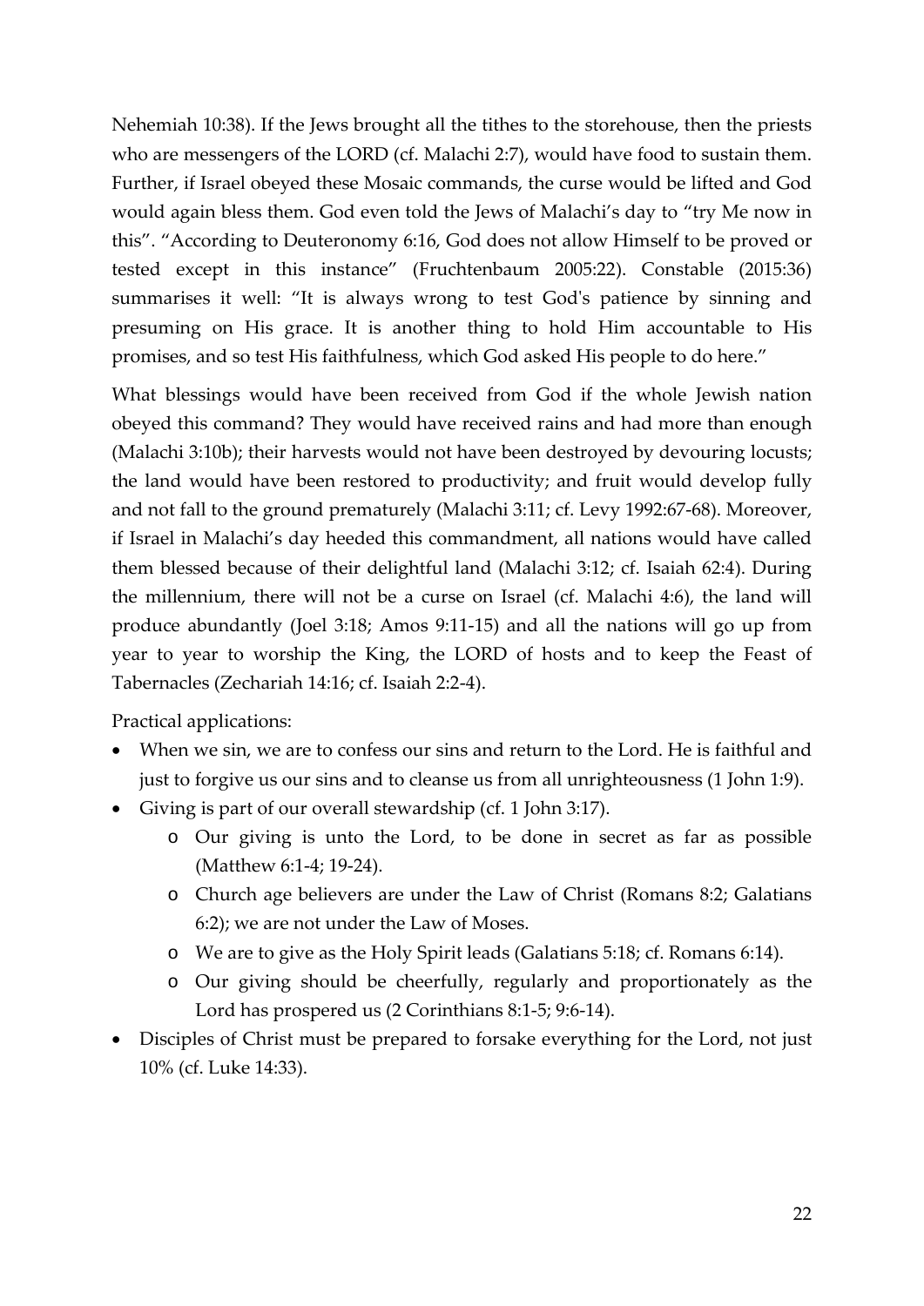Nehemiah 10:38). If the Jews brought all the tithes to the storehouse, then the priests who are messengers of the LORD (cf. Malachi 2:7), would have food to sustain them. Further, if Israel obeyed these Mosaic commands, the curse would be lifted and God would again bless them. God even told the Jews of Malachi's day to "try Me now in this". "According to Deuteronomy 6:16, God does not allow Himself to be proved or tested except in this instance" (Fruchtenbaum 2005:22). Constable (2015:36) summarises it well: "It is always wrong to test God's patience by sinning and presuming on His grace. It is another thing to hold Him accountable to His promises, and so test His faithfulness, which God asked His people to do here."

What blessings would have been received from God if the whole Jewish nation obeyed this command? They would have received rains and had more than enough (Malachi 3:10b); their harvests would not have been destroyed by devouring locusts; the land would have been restored to productivity; and fruit would develop fully and not fall to the ground prematurely (Malachi 3:11; cf. Levy 1992:67-68). Moreover, if Israel in Malachi's day heeded this commandment, all nations would have called them blessed because of their delightful land (Malachi 3:12; cf. Isaiah 62:4). During the millennium, there will not be a curse on Israel (cf. Malachi 4:6), the land will produce abundantly (Joel 3:18; Amos 9:11-15) and all the nations will go up from year to year to worship the King, the LORD of hosts and to keep the Feast of Tabernacles (Zechariah 14:16; cf. Isaiah 2:2-4).

Practical applications:

- When we sin, we are to confess our sins and return to the Lord. He is faithful and just to forgive us our sins and to cleanse us from all unrighteousness (1 John 1:9).
- Giving is part of our overall stewardship (cf. 1 John 3:17).
    - Our giving is unto the Lord, to be done in secret as far as possible (Matthew 6:1-4; 19-24).
    - Church age believers are under the Law of Christ (Romans 8:2; Galatians 6:2); we are not under the Law of Moses.
    - We are to give as the Holy Spirit leads (Galatians 5:18; cf. Romans 6:14).
    - Our giving should be cheerfully, regularly and proportionately as the Lord has prospered us (2 Corinthians 8:1-5; 9:6-14).
- Disciples of Christ must be prepared to forsake everything for the Lord, not just 10% (cf. Luke 14:33).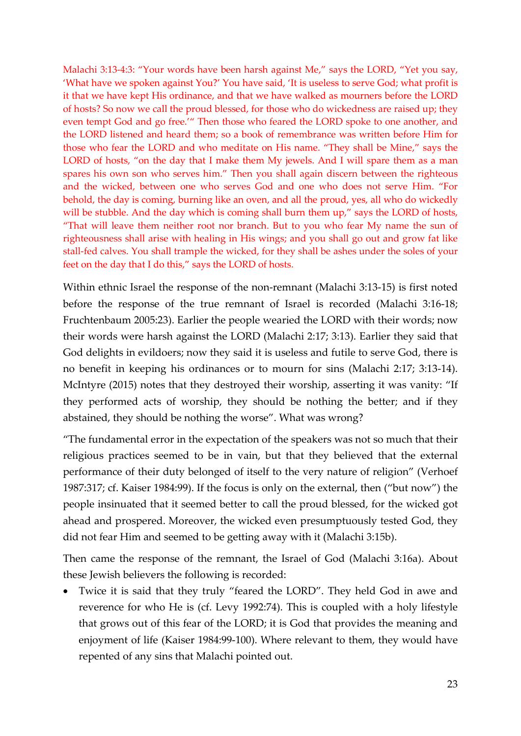Malachi 3:13-4:3: "Your words have been harsh against Me," says the LORD, "Yet you say, 'What have we spoken against You?' You have said, 'It is useless to serve God; what profit is it that we have kept His ordinance, and that we have walked as mourners before the LORD of hosts? So now we call the proud blessed, for those who do wickedness are raised up; they even tempt God and go free.'" Then those who feared the LORD spoke to one another, and the LORD listened and heard them; so a book of remembrance was written before Him for those who fear the LORD and who meditate on His name. "They shall be Mine," says the LORD of hosts, "on the day that I make them My jewels. And I will spare them as a man spares his own son who serves him." Then you shall again discern between the righteous and the wicked, between one who serves God and one who does not serve Him. "For behold, the day is coming, burning like an oven, and all the proud, yes, all who do wickedly will be stubble. And the day which is coming shall burn them up," says the LORD of hosts, "That will leave them neither root nor branch. But to you who fear My name the sun of righteousness shall arise with healing in His wings; and you shall go out and grow fat like stall-fed calves. You shall trample the wicked, for they shall be ashes under the soles of your feet on the day that I do this," says the LORD of hosts.

Within ethnic Israel the response of the non-remnant (Malachi 3:13-15) is first noted before the response of the true remnant of Israel is recorded (Malachi 3:16-18; Fruchtenbaum 2005:23). Earlier the people wearied the LORD with their words; now their words were harsh against the LORD (Malachi 2:17; 3:13). Earlier they said that God delights in evildoers; now they said it is useless and futile to serve God, there is no benefit in keeping his ordinances or to mourn for sins (Malachi 2:17; 3:13-14). McIntyre (2015) notes that they destroyed their worship, asserting it was vanity: "If they performed acts of worship, they should be nothing the better; and if they abstained, they should be nothing the worse". What was wrong?

"The fundamental error in the expectation of the speakers was not so much that their religious practices seemed to be in vain, but that they believed that the external performance of their duty belonged of itself to the very nature of religion" (Verhoef 1987:317; cf. Kaiser 1984:99). If the focus is only on the external, then ("but now") the people insinuated that it seemed better to call the proud blessed, for the wicked got ahead and prospered. Moreover, the wicked even presumptuously tested God, they did not fear Him and seemed to be getting away with it (Malachi 3:15b).

Then came the response of the remnant, the Israel of God (Malachi 3:16a). About these Jewish believers the following is recorded:

- Twice it is said that they truly "feared the LORD". They held God in awe and reverence for who He is (cf. Levy 1992:74). This is coupled with a holy lifestyle that grows out of this fear of the LORD; it is God that provides the meaning and enjoyment of life (Kaiser 1984:99-100). Where relevant to them, they would have repented of any sins that Malachi pointed out.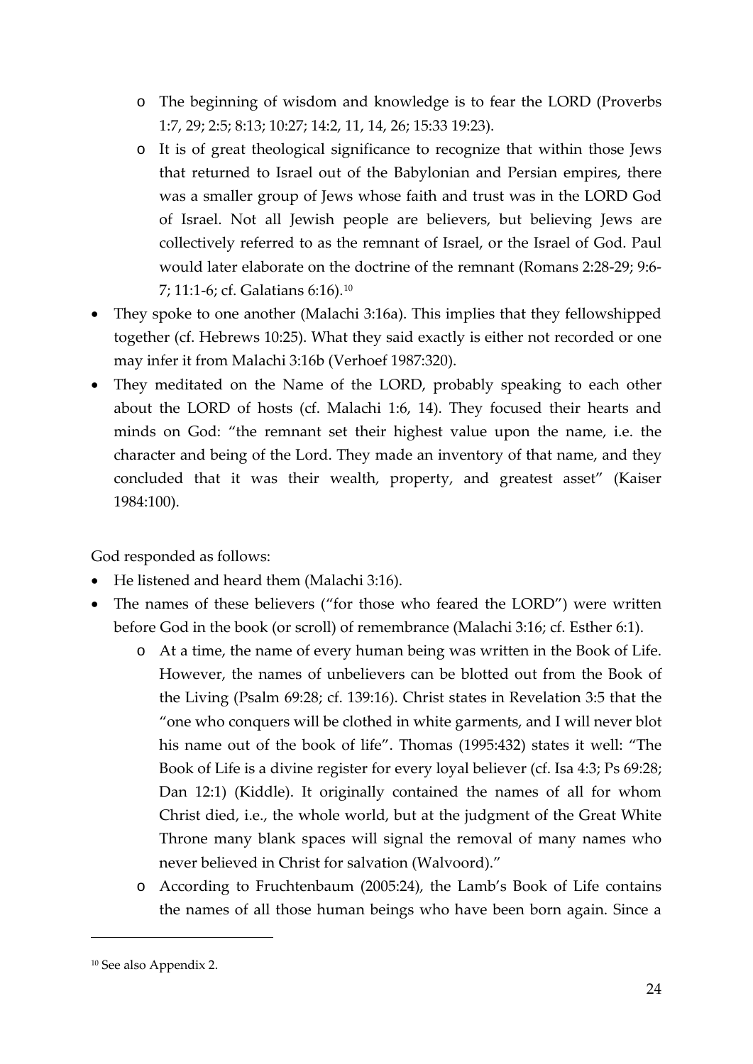- The beginning of wisdom and knowledge is to fear the LORD (Proverbs 1:7, 29; 2:5; 8:13; 10:27; 14:2, 11, 14, 26; 15:33 19:23).
- It is of great theological significance to recognize that within those Jews that returned to Israel out of the Babylonian and Persian empires, there was a smaller group of Jews whose faith and trust was in the LORD God of Israel. Not all Jewish people are believers, but believing Jews are collectively referred to as the remnant of Israel, or the Israel of God. Paul would later elaborate on the doctrine of the remnant (Romans 2:28-29; 9:6-7; 11:1-6; cf. Galatians 6:16).[10]

- They spoke to one another (Malachi 3:16a). This implies that they fellowshipped together (cf. Hebrews 10:25). What they said exactly is either not recorded or one may infer it from Malachi 3:16b (Verhoef 1987:320).
- They meditated on the Name of the LORD, probably speaking to each other about the LORD of hosts (cf. Malachi 1:6, 14). They focused their hearts and minds on God: "the remnant set their highest value upon the name, i.e. the character and being of the Lord. They made an inventory of that name, and they concluded that it was their wealth, property, and greatest asset" (Kaiser 1984:100).

God responded as follows:

- He listened and heard them (Malachi 3:16).
- The names of these believers ("for those who feared the LORD") were written before God in the book (or scroll) of remembrance (Malachi 3:16; cf. Esther 6:1).
  - At a time, the name of every human being was written in the Book of Life. However, the names of unbelievers can be blotted out from the Book of the Living (Psalm 69:28; cf. 139:16). Christ states in Revelation 3:5 that the "one who conquers will be clothed in white garments, and I will never blot his name out of the book of life". Thomas (1995:432) states it well: "The Book of Life is a divine register for every loyal believer (cf. Isa 4:3; Ps 69:28; Dan 12:1) (Kiddle). It originally contained the names of all for whom Christ died, i.e., the whole world, but at the judgment of the Great White Throne many blank spaces will signal the removal of many names who never believed in Christ for salvation (Walvoord)."
  - According to Fruchtenbaum (2005:24), the Lamb's Book of Life contains the names of all those human beings who have been born again. Since a

[10] See also Appendix 2.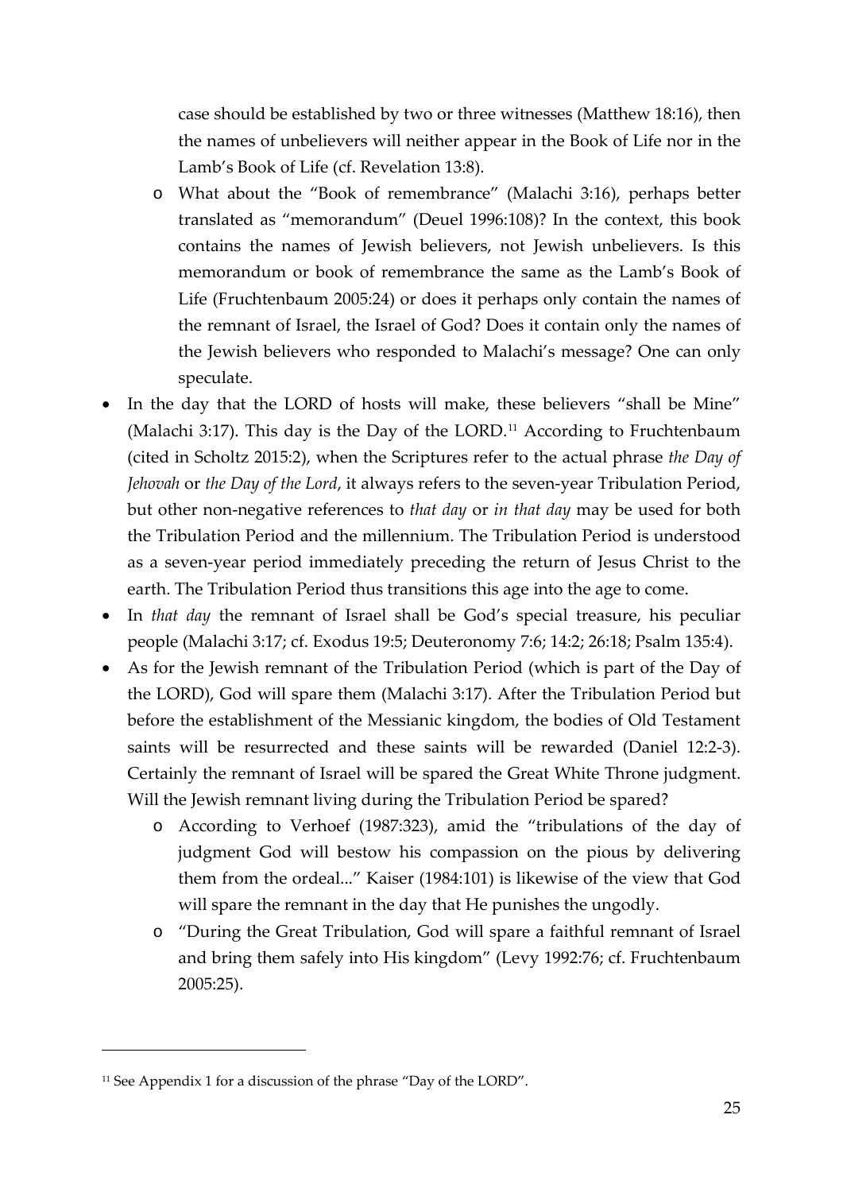case should be established by two or three witnesses (Matthew 18:16), then the names of unbelievers will neither appear in the Book of Life nor in the Lamb's Book of Life (cf. Revelation 13:8).

  - What about the "Book of remembrance" (Malachi 3:16), perhaps better translated as "memorandum" (Deuel 1996:108)? In the context, this book contains the names of Jewish believers, not Jewish unbelievers. Is this memorandum or book of remembrance the same as the Lamb's Book of Life (Fruchtenbaum 2005:24) or does it perhaps only contain the names of the remnant of Israel, the Israel of God? Does it contain only the names of the Jewish believers who responded to Malachi's message? One can only speculate.

- In the day that the LORD of hosts will make, these believers "shall be Mine" (Malachi 3:17). This day is the Day of the LORD.[11] According to Fruchtenbaum (cited in Scholtz 2015:2), when the Scriptures refer to the actual phrase *the Day of Jehovah* or *the Day of the Lord*, it always refers to the seven-year Tribulation Period, but other non-negative references to *that day* or *in that day* may be used for both the Tribulation Period and the millennium. The Tribulation Period is understood as a seven-year period immediately preceding the return of Jesus Christ to the earth. The Tribulation Period thus transitions this age into the age to come.
- In *that day* the remnant of Israel shall be God's special treasure, his peculiar people (Malachi 3:17; cf. Exodus 19:5; Deuteronomy 7:6; 14:2; 26:18; Psalm 135:4).
- As for the Jewish remnant of the Tribulation Period (which is part of the Day of the LORD), God will spare them (Malachi 3:17). After the Tribulation Period but before the establishment of the Messianic kingdom, the bodies of Old Testament saints will be resurrected and these saints will be rewarded (Daniel 12:2-3). Certainly the remnant of Israel will be spared the Great White Throne judgment. Will the Jewish remnant living during the Tribulation Period be spared?
  - According to Verhoef (1987:323), amid the "tribulations of the day of judgment God will bestow his compassion on the pious by delivering them from the ordeal..." Kaiser (1984:101) is likewise of the view that God will spare the remnant in the day that He punishes the ungodly.
  - "During the Great Tribulation, God will spare a faithful remnant of Israel and bring them safely into His kingdom" (Levy 1992:76; cf. Fruchtenbaum 2005:25).

[11] See Appendix 1 for a discussion of the phrase "Day of the LORD".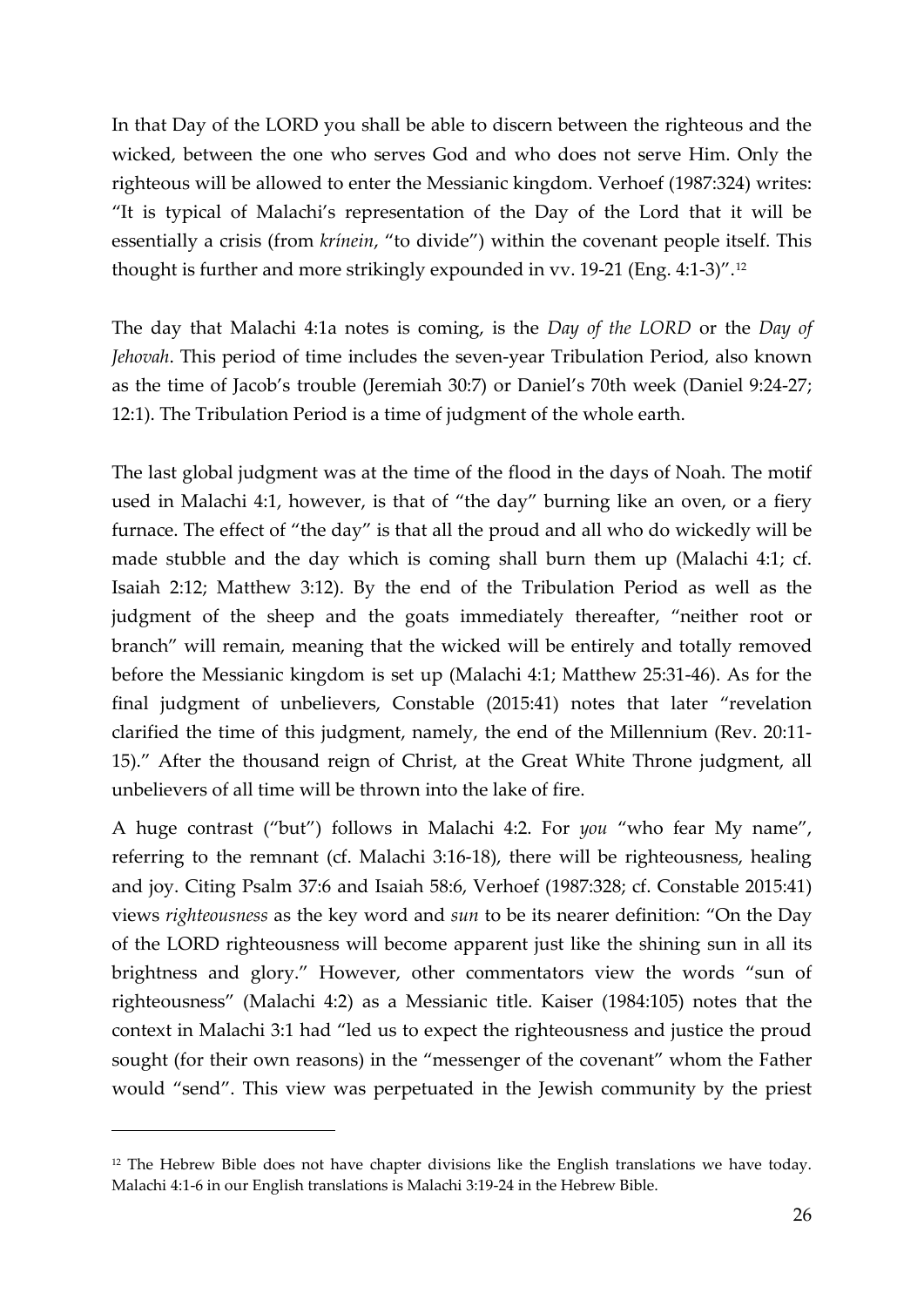In that Day of the LORD you shall be able to discern between the righteous and the wicked, between the one who serves God and who does not serve Him. Only the righteous will be allowed to enter the Messianic kingdom. Verhoef (1987:324) writes: “It is typical of Malachi’s representation of the Day of the Lord that it will be essentially a crisis (from *krínein*, “to divide”) within the covenant people itself. This thought is further and more strikingly expounded in vv. 19-21 (Eng. 4:1-3)”.[12]

The day that Malachi 4:1a notes is coming, is the *Day of the LORD* or the *Day of Jehovah*. This period of time includes the seven-year Tribulation Period, also known as the time of Jacob’s trouble (Jeremiah 30:7) or Daniel’s 70th week (Daniel 9:24-27; 12:1). The Tribulation Period is a time of judgment of the whole earth.

The last global judgment was at the time of the flood in the days of Noah. The motif used in Malachi 4:1, however, is that of “the day” burning like an oven, or a fiery furnace. The effect of “the day” is that all the proud and all who do wickedly will be made stubble and the day which is coming shall burn them up (Malachi 4:1; cf. Isaiah 2:12; Matthew 3:12). By the end of the Tribulation Period as well as the judgment of the sheep and the goats immediately thereafter, “neither root or branch” will remain, meaning that the wicked will be entirely and totally removed before the Messianic kingdom is set up (Malachi 4:1; Matthew 25:31-46). As for the final judgment of unbelievers, Constable (2015:41) notes that later “revelation clarified the time of this judgment, namely, the end of the Millennium (Rev. 20:11-15).” After the thousand reign of Christ, at the Great White Throne judgment, all unbelievers of all time will be thrown into the lake of fire.

A huge contrast (“but”) follows in Malachi 4:2. For *you* “who fear My name”, referring to the remnant (cf. Malachi 3:16-18), there will be righteousness, healing and joy. Citing Psalm 37:6 and Isaiah 58:6, Verhoef (1987:328; cf. Constable 2015:41) views *righteousness* as the key word and *sun* to be its nearer definition: “On the Day of the LORD righteousness will become apparent just like the shining sun in all its brightness and glory.” However, other commentators view the words “sun of righteousness” (Malachi 4:2) as a Messianic title. Kaiser (1984:105) notes that the context in Malachi 3:1 had “led us to expect the righteousness and justice the proud sought (for their own reasons) in the “messenger of the covenant” whom the Father would “send”. This view was perpetuated in the Jewish community by the priest

---

[12] The Hebrew Bible does not have chapter divisions like the English translations we have today. Malachi 4:1-6 in our English translations is Malachi 3:19-24 in the Hebrew Bible.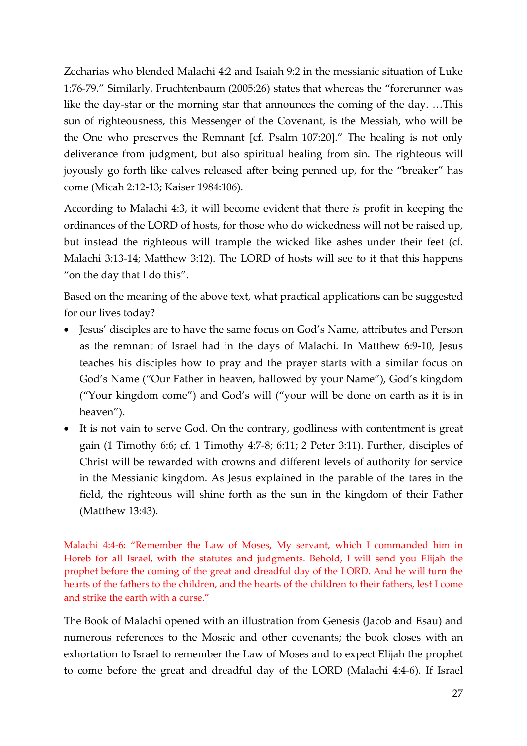Zecharias who blended Malachi 4:2 and Isaiah 9:2 in the messianic situation of Luke 1:76-79." Similarly, Fruchtenbaum (2005:26) states that whereas the "forerunner was like the day-star or the morning star that announces the coming of the day. …This sun of righteousness, this Messenger of the Covenant, is the Messiah, who will be the One who preserves the Remnant [cf. Psalm 107:20]." The healing is not only deliverance from judgment, but also spiritual healing from sin. The righteous will joyously go forth like calves released after being penned up, for the "breaker" has come (Micah 2:12-13; Kaiser 1984:106).

According to Malachi 4:3, it will become evident that there *is* profit in keeping the ordinances of the LORD of hosts, for those who do wickedness will not be raised up, but instead the righteous will trample the wicked like ashes under their feet (cf. Malachi 3:13-14; Matthew 3:12). The LORD of hosts will see to it that this happens "on the day that I do this".

Based on the meaning of the above text, what practical applications can be suggested for our lives today?

- Jesus' disciples are to have the same focus on God's Name, attributes and Person as the remnant of Israel had in the days of Malachi. In Matthew 6:9-10, Jesus teaches his disciples how to pray and the prayer starts with a similar focus on God's Name ("Our Father in heaven, hallowed by your Name"), God's kingdom ("Your kingdom come") and God's will ("your will be done on earth as it is in heaven").
- It is not vain to serve God. On the contrary, godliness with contentment is great gain (1 Timothy 6:6; cf. 1 Timothy 4:7-8; 6:11; 2 Peter 3:11). Further, disciples of Christ will be rewarded with crowns and different levels of authority for service in the Messianic kingdom. As Jesus explained in the parable of the tares in the field, the righteous will shine forth as the sun in the kingdom of their Father (Matthew 13:43).

Malachi 4:4-6: "Remember the Law of Moses, My servant, which I commanded him in Horeb for all Israel, with the statutes and judgments. Behold, I will send you Elijah the prophet before the coming of the great and dreadful day of the LORD. And he will turn the hearts of the fathers to the children, and the hearts of the children to their fathers, lest I come and strike the earth with a curse."

The Book of Malachi opened with an illustration from Genesis (Jacob and Esau) and numerous references to the Mosaic and other covenants; the book closes with an exhortation to Israel to remember the Law of Moses and to expect Elijah the prophet to come before the great and dreadful day of the LORD (Malachi 4:4-6). If Israel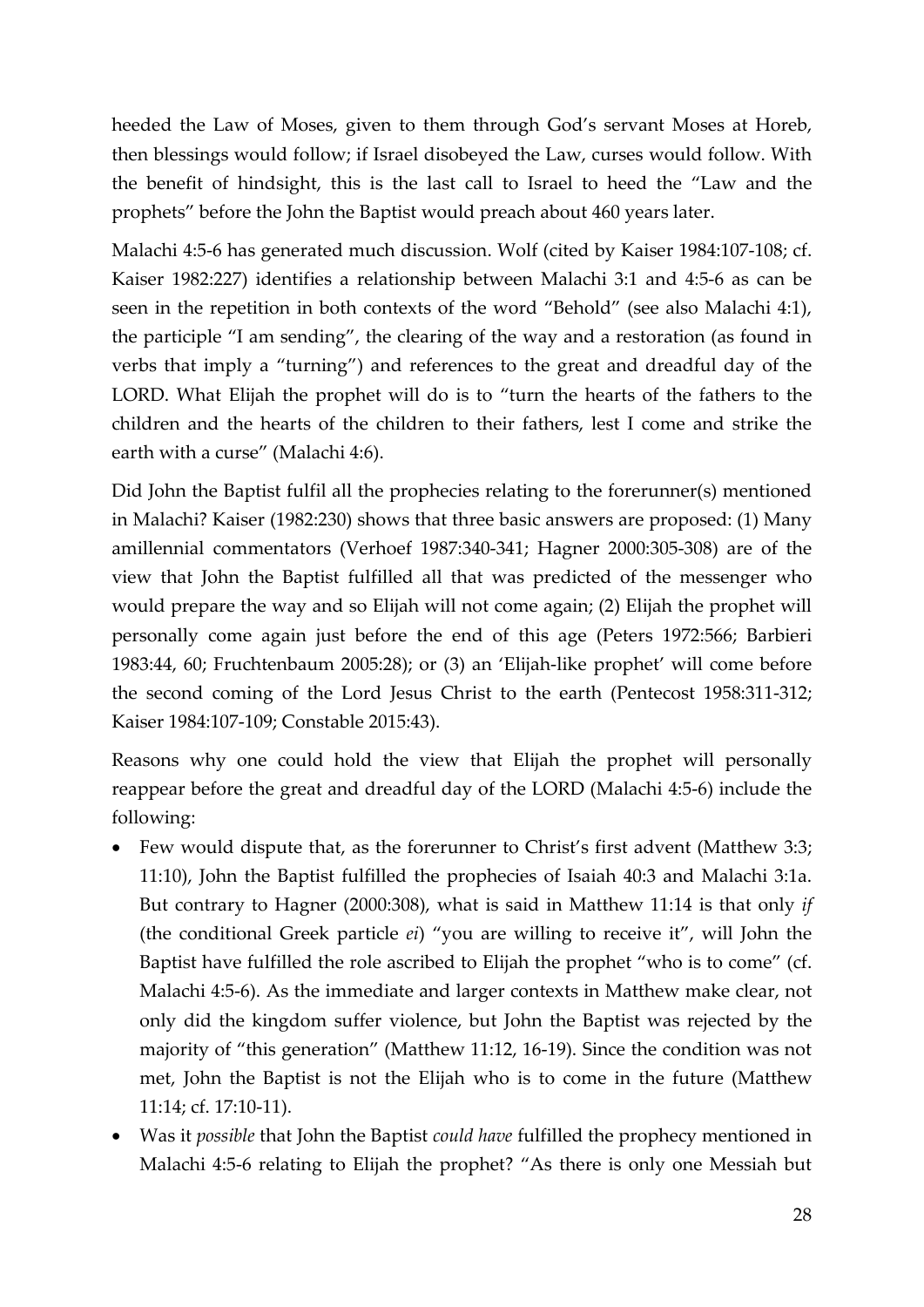heeded the Law of Moses, given to them through God's servant Moses at Horeb, then blessings would follow; if Israel disobeyed the Law, curses would follow. With the benefit of hindsight, this is the last call to Israel to heed the "Law and the prophets" before the John the Baptist would preach about 460 years later.

Malachi 4:5-6 has generated much discussion. Wolf (cited by Kaiser 1984:107-108; cf. Kaiser 1982:227) identifies a relationship between Malachi 3:1 and 4:5-6 as can be seen in the repetition in both contexts of the word "Behold" (see also Malachi 4:1), the participle "I am sending", the clearing of the way and a restoration (as found in verbs that imply a "turning") and references to the great and dreadful day of the LORD. What Elijah the prophet will do is to "turn the hearts of the fathers to the children and the hearts of the children to their fathers, lest I come and strike the earth with a curse" (Malachi 4:6).

Did John the Baptist fulfil all the prophecies relating to the forerunner(s) mentioned in Malachi? Kaiser (1982:230) shows that three basic answers are proposed: (1) Many amillennial commentators (Verhoef 1987:340-341; Hagner 2000:305-308) are of the view that John the Baptist fulfilled all that was predicted of the messenger who would prepare the way and so Elijah will not come again; (2) Elijah the prophet will personally come again just before the end of this age (Peters 1972:566; Barbieri 1983:44, 60; Fruchtenbaum 2005:28); or (3) an 'Elijah-like prophet' will come before the second coming of the Lord Jesus Christ to the earth (Pentecost 1958:311-312; Kaiser 1984:107-109; Constable 2015:43).

Reasons why one could hold the view that Elijah the prophet will personally reappear before the great and dreadful day of the LORD (Malachi 4:5-6) include the following:

- Few would dispute that, as the forerunner to Christ's first advent (Matthew 3:3; 11:10), John the Baptist fulfilled the prophecies of Isaiah 40:3 and Malachi 3:1a. But contrary to Hagner (2000:308), what is said in Matthew 11:14 is that only *if* (the conditional Greek particle *ei*) "you are willing to receive it", will John the Baptist have fulfilled the role ascribed to Elijah the prophet "who is to come" (cf. Malachi 4:5-6). As the immediate and larger contexts in Matthew make clear, not only did the kingdom suffer violence, but John the Baptist was rejected by the majority of "this generation" (Matthew 11:12, 16-19). Since the condition was not met, John the Baptist is not the Elijah who is to come in the future (Matthew 11:14; cf. 17:10-11).
- Was it *possible* that John the Baptist *could have* fulfilled the prophecy mentioned in Malachi 4:5-6 relating to Elijah the prophet? "As there is only one Messiah but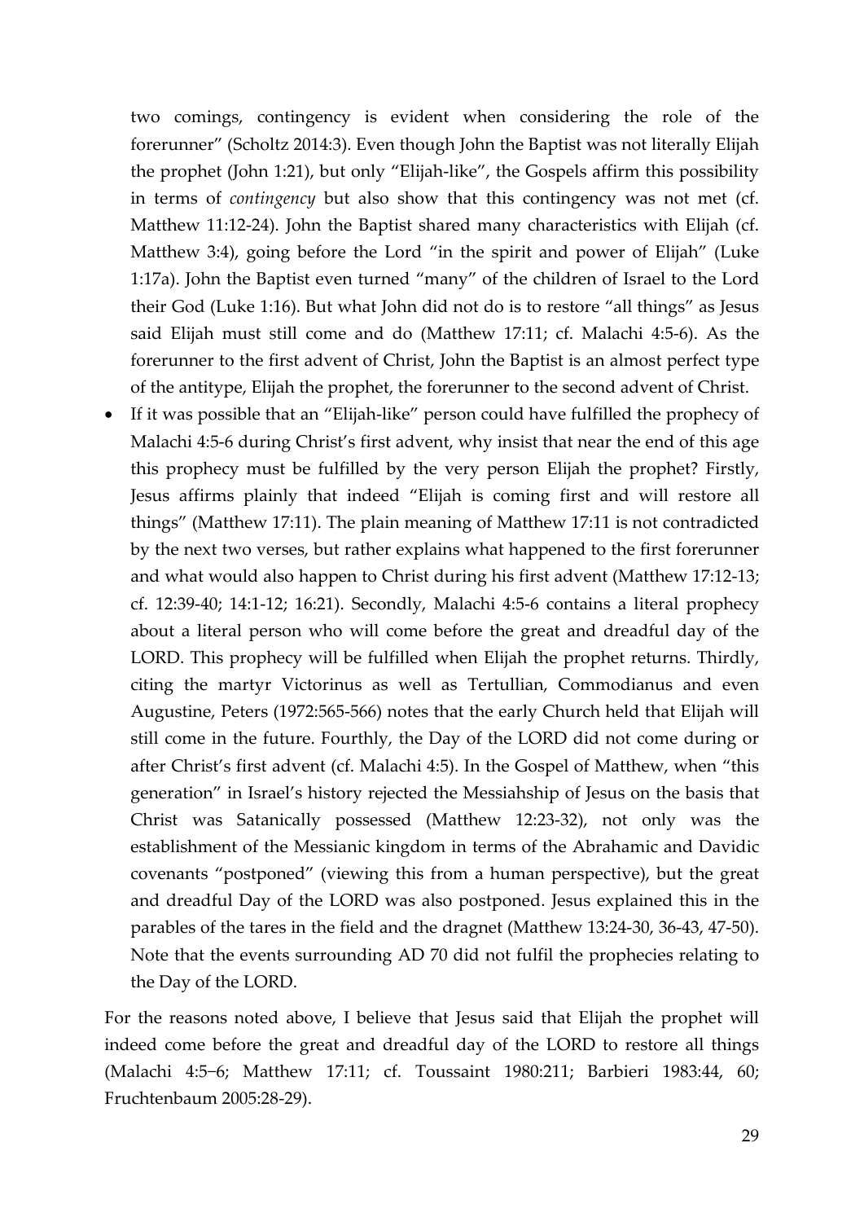two comings, contingency is evident when considering the role of the forerunner" (Scholtz 2014:3). Even though John the Baptist was not literally Elijah the prophet (John 1:21), but only "Elijah-like", the Gospels affirm this possibility in terms of *contingency* but also show that this contingency was not met (cf. Matthew 11:12-24). John the Baptist shared many characteristics with Elijah (cf. Matthew 3:4), going before the Lord "in the spirit and power of Elijah" (Luke 1:17a). John the Baptist even turned "many" of the children of Israel to the Lord their God (Luke 1:16). But what John did not do is to restore "all things" as Jesus said Elijah must still come and do (Matthew 17:11; cf. Malachi 4:5-6). As the forerunner to the first advent of Christ, John the Baptist is an almost perfect type of the antitype, Elijah the prophet, the forerunner to the second advent of Christ.

- If it was possible that an "Elijah-like" person could have fulfilled the prophecy of Malachi 4:5-6 during Christ's first advent, why insist that near the end of this age this prophecy must be fulfilled by the very person Elijah the prophet? Firstly, Jesus affirms plainly that indeed "Elijah is coming first and will restore all things" (Matthew 17:11). The plain meaning of Matthew 17:11 is not contradicted by the next two verses, but rather explains what happened to the first forerunner and what would also happen to Christ during his first advent (Matthew 17:12-13; cf. 12:39-40; 14:1-12; 16:21). Secondly, Malachi 4:5-6 contains a literal prophecy about a literal person who will come before the great and dreadful day of the LORD. This prophecy will be fulfilled when Elijah the prophet returns. Thirdly, citing the martyr Victorinus as well as Tertullian, Commodianus and even Augustine, Peters (1972:565-566) notes that the early Church held that Elijah will still come in the future. Fourthly, the Day of the LORD did not come during or after Christ's first advent (cf. Malachi 4:5). In the Gospel of Matthew, when "this generation" in Israel's history rejected the Messiahship of Jesus on the basis that Christ was Satanically possessed (Matthew 12:23-32), not only was the establishment of the Messianic kingdom in terms of the Abrahamic and Davidic covenants "postponed" (viewing this from a human perspective), but the great and dreadful Day of the LORD was also postponed. Jesus explained this in the parables of the tares in the field and the dragnet (Matthew 13:24-30, 36-43, 47-50). Note that the events surrounding AD 70 did not fulfil the prophecies relating to the Day of the LORD.

For the reasons noted above, I believe that Jesus said that Elijah the prophet will indeed come before the great and dreadful day of the LORD to restore all things (Malachi 4:5–6; Matthew 17:11; cf. Toussaint 1980:211; Barbieri 1983:44, 60; Fruchtenbaum 2005:28-29).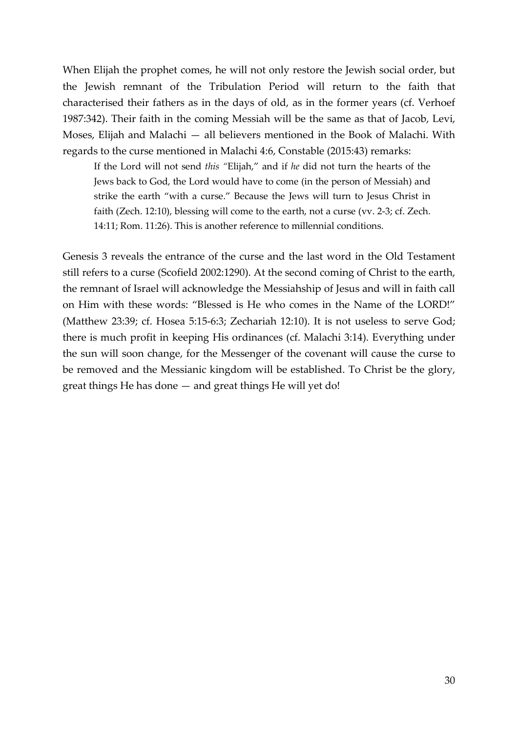When Elijah the prophet comes, he will not only restore the Jewish social order, but the Jewish remnant of the Tribulation Period will return to the faith that characterised their fathers as in the days of old, as in the former years (cf. Verhoef 1987:342). Their faith in the coming Messiah will be the same as that of Jacob, Levi, Moses, Elijah and Malachi — all believers mentioned in the Book of Malachi. With regards to the curse mentioned in Malachi 4:6, Constable (2015:43) remarks:

> If the Lord will not send *this* "Elijah," and if *he* did not turn the hearts of the Jews back to God, the Lord would have to come (in the person of Messiah) and strike the earth "with a curse." Because the Jews will turn to Jesus Christ in faith (Zech. 12:10), blessing will come to the earth, not a curse (vv. 2-3; cf. Zech. 14:11; Rom. 11:26). This is another reference to millennial conditions.

Genesis 3 reveals the entrance of the curse and the last word in the Old Testament still refers to a curse (Scofield 2002:1290). At the second coming of Christ to the earth, the remnant of Israel will acknowledge the Messiahship of Jesus and will in faith call on Him with these words: "Blessed is He who comes in the Name of the LORD!" (Matthew 23:39; cf. Hosea 5:15-6:3; Zechariah 12:10). It is not useless to serve God; there is much profit in keeping His ordinances (cf. Malachi 3:14). Everything under the sun will soon change, for the Messenger of the covenant will cause the curse to be removed and the Messianic kingdom will be established. To Christ be the glory, great things He has done — and great things He will yet do!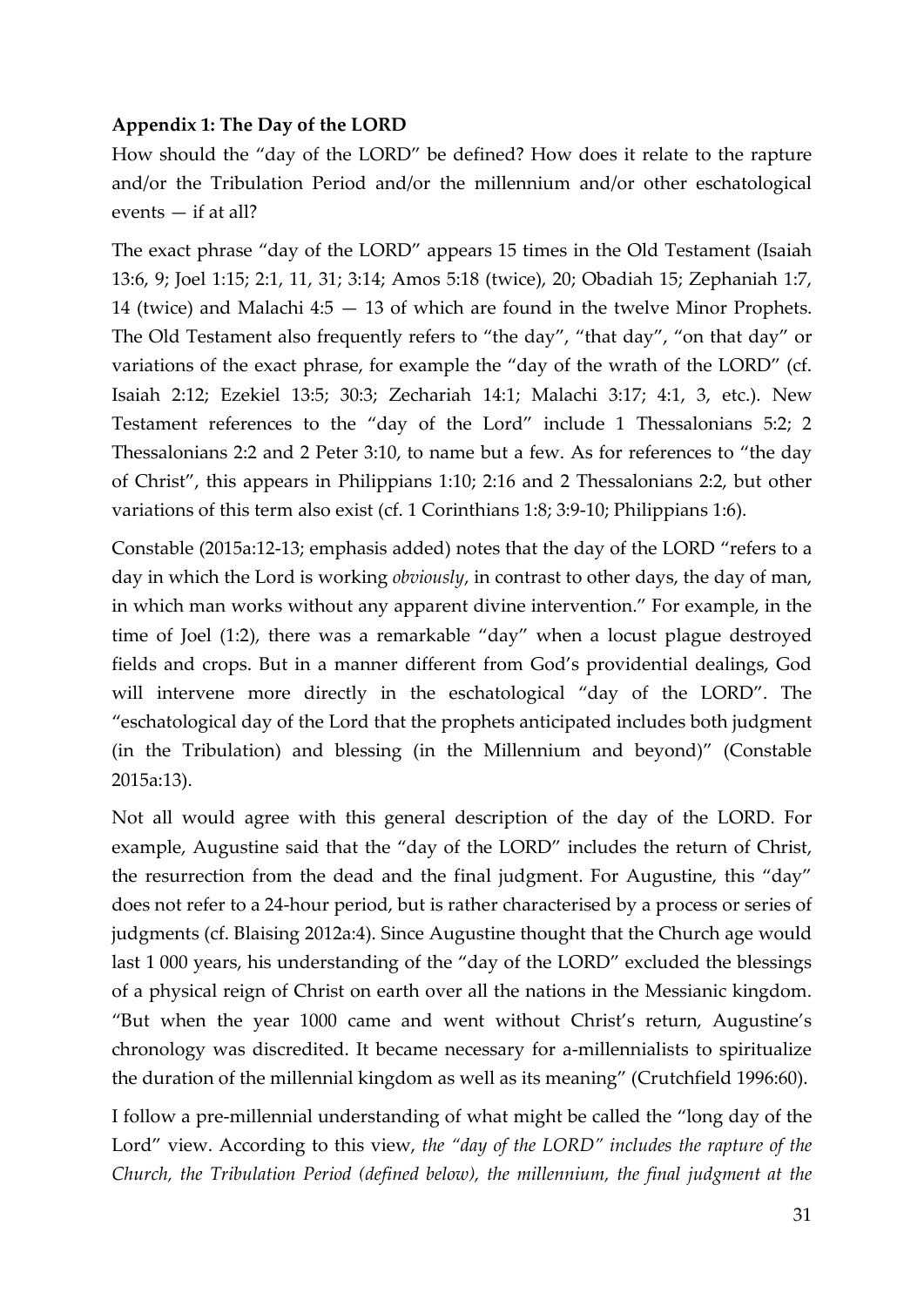**Appendix 1: The Day of the LORD**

How should the "day of the LORD" be defined? How does it relate to the rapture and/or the Tribulation Period and/or the millennium and/or other eschatological events — if at all?

The exact phrase "day of the LORD" appears 15 times in the Old Testament (Isaiah 13:6, 9; Joel 1:15; 2:1, 11, 31; 3:14; Amos 5:18 (twice), 20; Obadiah 15; Zephaniah 1:7, 14 (twice) and Malachi 4:5 — 13 of which are found in the twelve Minor Prophets. The Old Testament also frequently refers to "the day", "that day", "on that day" or variations of the exact phrase, for example the "day of the wrath of the LORD" (cf. Isaiah 2:12; Ezekiel 13:5; 30:3; Zechariah 14:1; Malachi 3:17; 4:1, 3, etc.). New Testament references to the "day of the Lord" include 1 Thessalonians 5:2; 2 Thessalonians 2:2 and 2 Peter 3:10, to name but a few. As for references to "the day of Christ", this appears in Philippians 1:10; 2:16 and 2 Thessalonians 2:2, but other variations of this term also exist (cf. 1 Corinthians 1:8; 3:9-10; Philippians 1:6).

Constable (2015a:12-13; emphasis added) notes that the day of the LORD "refers to a day in which the Lord is working *obviously*, in contrast to other days, the day of man, in which man works without any apparent divine intervention." For example, in the time of Joel (1:2), there was a remarkable "day" when a locust plague destroyed fields and crops. But in a manner different from God's providential dealings, God will intervene more directly in the eschatological "day of the LORD". The "eschatological day of the Lord that the prophets anticipated includes both judgment (in the Tribulation) and blessing (in the Millennium and beyond)" (Constable 2015a:13).

Not all would agree with this general description of the day of the LORD. For example, Augustine said that the "day of the LORD" includes the return of Christ, the resurrection from the dead and the final judgment. For Augustine, this "day" does not refer to a 24-hour period, but is rather characterised by a process or series of judgments (cf. Blaising 2012a:4). Since Augustine thought that the Church age would last 1 000 years, his understanding of the "day of the LORD" excluded the blessings of a physical reign of Christ on earth over all the nations in the Messianic kingdom. "But when the year 1000 came and went without Christ's return, Augustine's chronology was discredited. It became necessary for a-millennialists to spiritualize the duration of the millennial kingdom as well as its meaning" (Crutchfield 1996:60).

I follow a pre-millennial understanding of what might be called the "long day of the Lord" view. According to this view, *the "day of the LORD" includes the rapture of the Church, the Tribulation Period (defined below), the millennium, the final judgment at the*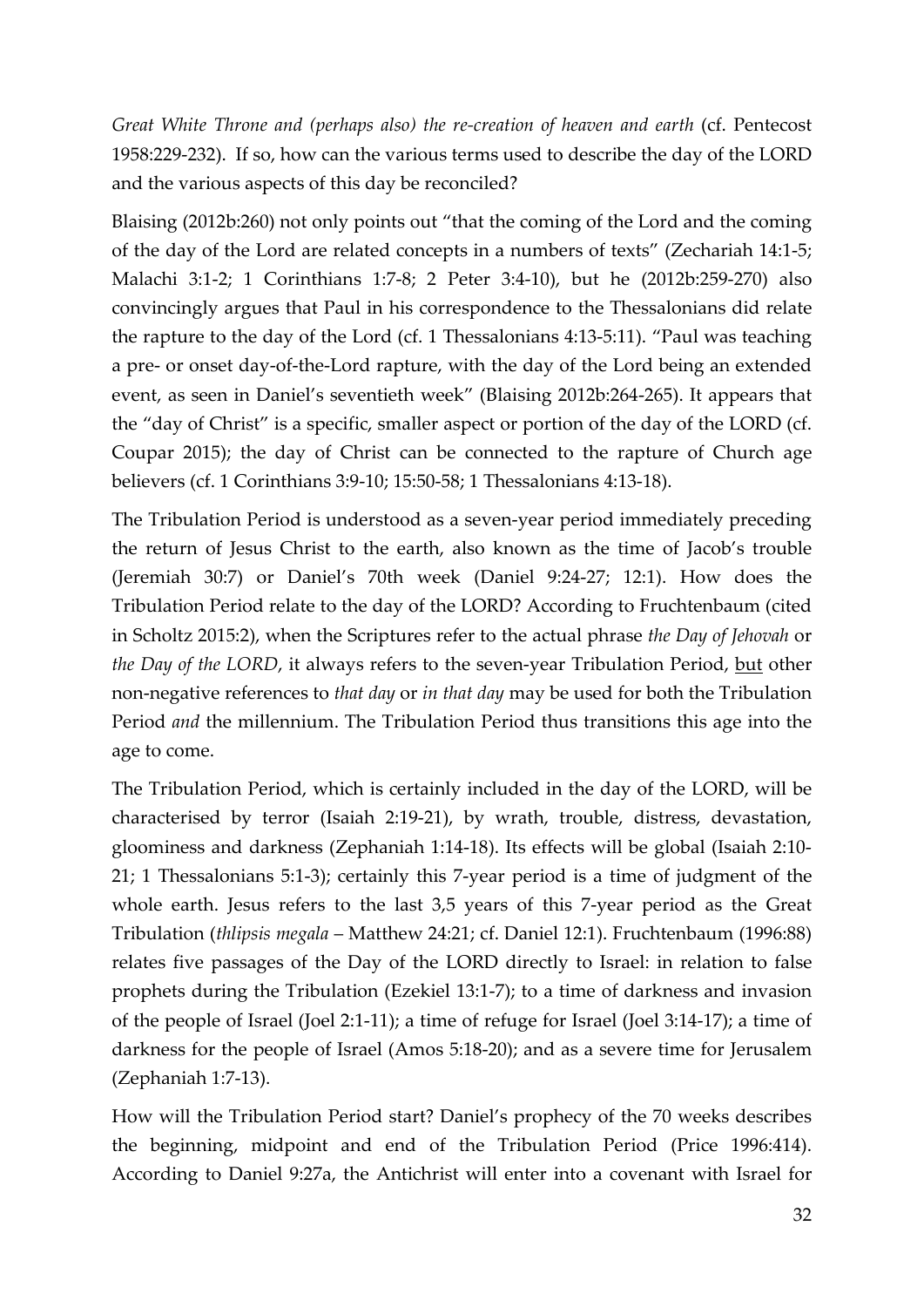*Great White Throne and (perhaps also) the re-creation of heaven and earth* (cf. Pentecost 1958:229-232). If so, how can the various terms used to describe the day of the LORD and the various aspects of this day be reconciled?

Blaising (2012b:260) not only points out "that the coming of the Lord and the coming of the day of the Lord are related concepts in a numbers of texts" (Zechariah 14:1-5; Malachi 3:1-2; 1 Corinthians 1:7-8; 2 Peter 3:4-10), but he (2012b:259-270) also convincingly argues that Paul in his correspondence to the Thessalonians did relate the rapture to the day of the Lord (cf. 1 Thessalonians 4:13-5:11). "Paul was teaching a pre- or onset day-of-the-Lord rapture, with the day of the Lord being an extended event, as seen in Daniel's seventieth week" (Blaising 2012b:264-265). It appears that the "day of Christ" is a specific, smaller aspect or portion of the day of the LORD (cf. Coupar 2015); the day of Christ can be connected to the rapture of Church age believers (cf. 1 Corinthians 3:9-10; 15:50-58; 1 Thessalonians 4:13-18).

The Tribulation Period is understood as a seven-year period immediately preceding the return of Jesus Christ to the earth, also known as the time of Jacob's trouble (Jeremiah 30:7) or Daniel's 70th week (Daniel 9:24-27; 12:1). How does the Tribulation Period relate to the day of the LORD? According to Fruchtenbaum (cited in Scholtz 2015:2), when the Scriptures refer to the actual phrase *the Day of Jehovah* or *the Day of the LORD*, it always refers to the seven-year Tribulation Period, <u>but</u> other non-negative references to *that day* or *in that day* may be used for both the Tribulation Period *and* the millennium. The Tribulation Period thus transitions this age into the age to come.

The Tribulation Period, which is certainly included in the day of the LORD, will be characterised by terror (Isaiah 2:19-21), by wrath, trouble, distress, devastation, gloominess and darkness (Zephaniah 1:14-18). Its effects will be global (Isaiah 2:10-21; 1 Thessalonians 5:1-3); certainly this 7-year period is a time of judgment of the whole earth. Jesus refers to the last 3,5 years of this 7-year period as the Great Tribulation (*thlipsis megala* – Matthew 24:21; cf. Daniel 12:1). Fruchtenbaum (1996:88) relates five passages of the Day of the LORD directly to Israel: in relation to false prophets during the Tribulation (Ezekiel 13:1-7); to a time of darkness and invasion of the people of Israel (Joel 2:1-11); a time of refuge for Israel (Joel 3:14-17); a time of darkness for the people of Israel (Amos 5:18-20); and as a severe time for Jerusalem (Zephaniah 1:7-13).

How will the Tribulation Period start? Daniel's prophecy of the 70 weeks describes the beginning, midpoint and end of the Tribulation Period (Price 1996:414). According to Daniel 9:27a, the Antichrist will enter into a covenant with Israel for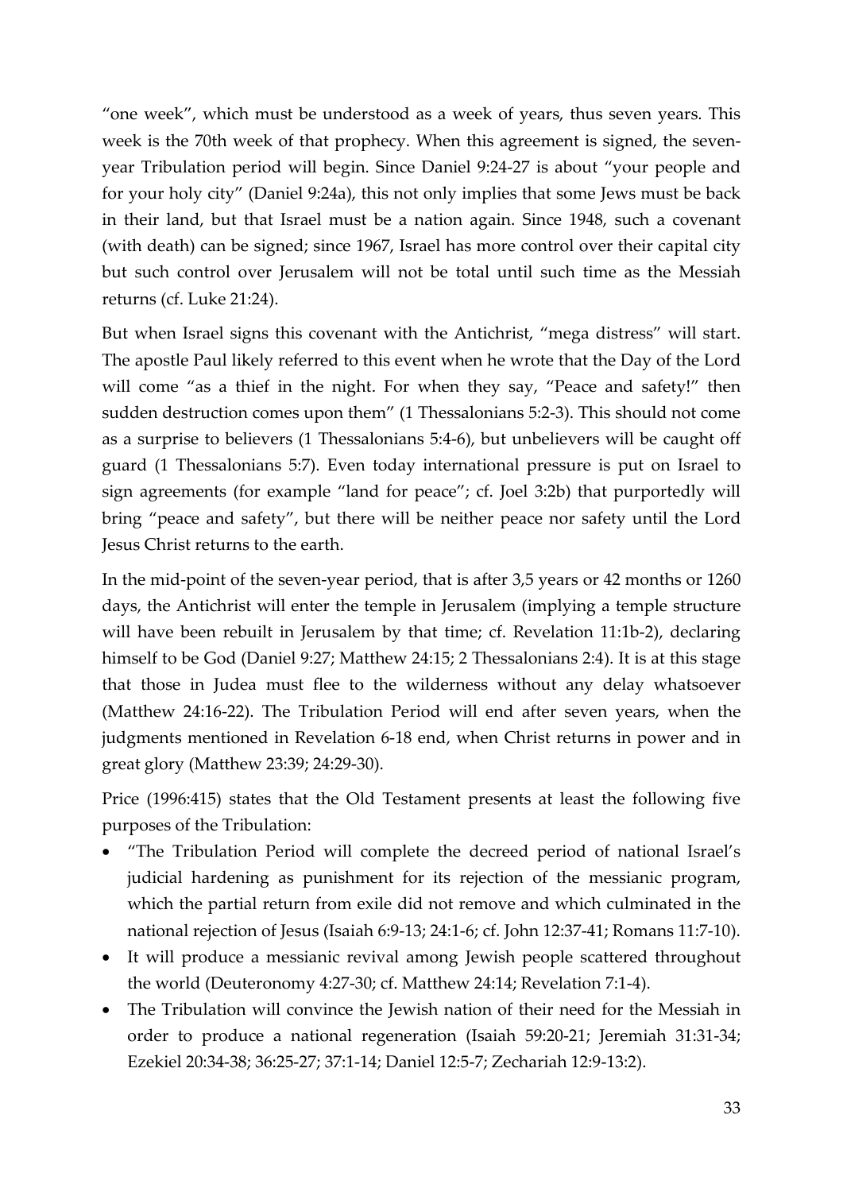“one week”, which must be understood as a week of years, thus seven years. This week is the 70th week of that prophecy. When this agreement is signed, the seven-year Tribulation period will begin. Since Daniel 9:24-27 is about “your people and for your holy city” (Daniel 9:24a), this not only implies that some Jews must be back in their land, but that Israel must be a nation again. Since 1948, such a covenant (with death) can be signed; since 1967, Israel has more control over their capital city but such control over Jerusalem will not be total until such time as the Messiah returns (cf. Luke 21:24).

But when Israel signs this covenant with the Antichrist, “mega distress” will start. The apostle Paul likely referred to this event when he wrote that the Day of the Lord will come “as a thief in the night. For when they say, “Peace and safety!” then sudden destruction comes upon them” (1 Thessalonians 5:2-3). This should not come as a surprise to believers (1 Thessalonians 5:4-6), but unbelievers will be caught off guard (1 Thessalonians 5:7). Even today international pressure is put on Israel to sign agreements (for example “land for peace”; cf. Joel 3:2b) that purportedly will bring “peace and safety”, but there will be neither peace nor safety until the Lord Jesus Christ returns to the earth.

In the mid-point of the seven-year period, that is after 3,5 years or 42 months or 1260 days, the Antichrist will enter the temple in Jerusalem (implying a temple structure will have been rebuilt in Jerusalem by that time; cf. Revelation 11:1b-2), declaring himself to be God (Daniel 9:27; Matthew 24:15; 2 Thessalonians 2:4). It is at this stage that those in Judea must flee to the wilderness without any delay whatsoever (Matthew 24:16-22). The Tribulation Period will end after seven years, when the judgments mentioned in Revelation 6-18 end, when Christ returns in power and in great glory (Matthew 23:39; 24:29-30).

Price (1996:415) states that the Old Testament presents at least the following five purposes of the Tribulation:

- “The Tribulation Period will complete the decreed period of national Israel’s judicial hardening as punishment for its rejection of the messianic program, which the partial return from exile did not remove and which culminated in the national rejection of Jesus (Isaiah 6:9-13; 24:1-6; cf. John 12:37-41; Romans 11:7-10).
- It will produce a messianic revival among Jewish people scattered throughout the world (Deuteronomy 4:27-30; cf. Matthew 24:14; Revelation 7:1-4).
- The Tribulation will convince the Jewish nation of their need for the Messiah in order to produce a national regeneration (Isaiah 59:20-21; Jeremiah 31:31-34; Ezekiel 20:34-38; 36:25-27; 37:1-14; Daniel 12:5-7; Zechariah 12:9-13:2).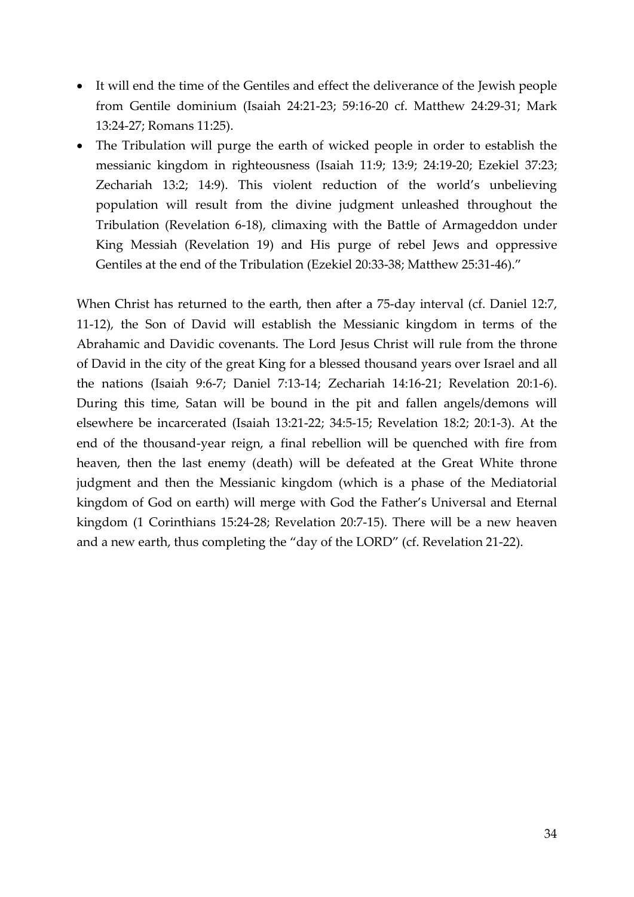- It will end the time of the Gentiles and effect the deliverance of the Jewish people from Gentile dominium (Isaiah 24:21-23; 59:16-20 cf. Matthew 24:29-31; Mark 13:24-27; Romans 11:25).
- The Tribulation will purge the earth of wicked people in order to establish the messianic kingdom in righteousness (Isaiah 11:9; 13:9; 24:19-20; Ezekiel 37:23; Zechariah 13:2; 14:9). This violent reduction of the world's unbelieving population will result from the divine judgment unleashed throughout the Tribulation (Revelation 6-18), climaxing with the Battle of Armageddon under King Messiah (Revelation 19) and His purge of rebel Jews and oppressive Gentiles at the end of the Tribulation (Ezekiel 20:33-38; Matthew 25:31-46)."

When Christ has returned to the earth, then after a 75-day interval (cf. Daniel 12:7, 11-12), the Son of David will establish the Messianic kingdom in terms of the Abrahamic and Davidic covenants. The Lord Jesus Christ will rule from the throne of David in the city of the great King for a blessed thousand years over Israel and all the nations (Isaiah 9:6-7; Daniel 7:13-14; Zechariah 14:16-21; Revelation 20:1-6). During this time, Satan will be bound in the pit and fallen angels/demons will elsewhere be incarcerated (Isaiah 13:21-22; 34:5-15; Revelation 18:2; 20:1-3). At the end of the thousand-year reign, a final rebellion will be quenched with fire from heaven, then the last enemy (death) will be defeated at the Great White throne judgment and then the Messianic kingdom (which is a phase of the Mediatorial kingdom of God on earth) will merge with God the Father's Universal and Eternal kingdom (1 Corinthians 15:24-28; Revelation 20:7-15). There will be a new heaven and a new earth, thus completing the "day of the LORD" (cf. Revelation 21-22).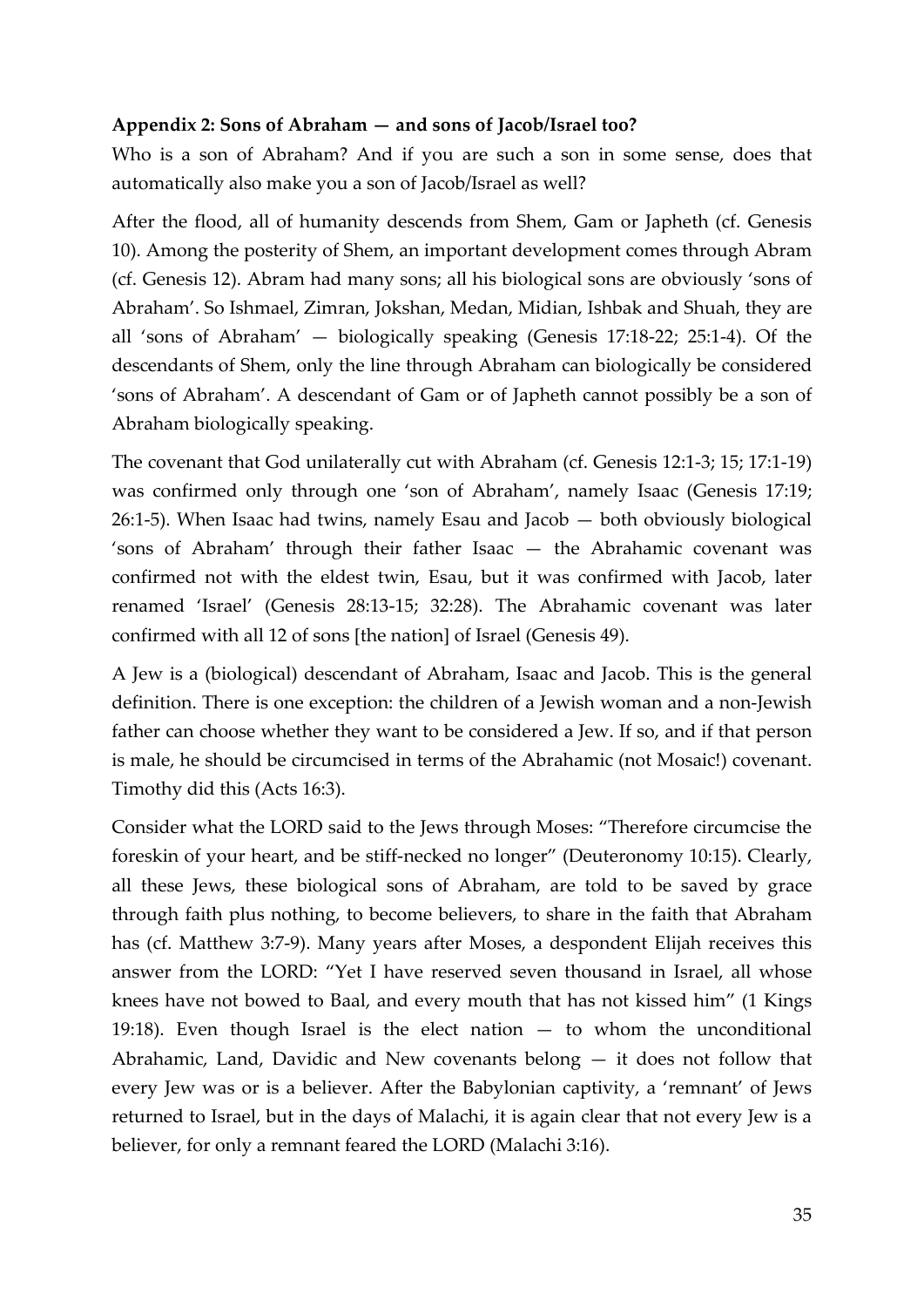**Appendix 2: Sons of Abraham — and sons of Jacob/Israel too?**

Who is a son of Abraham? And if you are such a son in some sense, does that automatically also make you a son of Jacob/Israel as well?

After the flood, all of humanity descends from Shem, Gam or Japheth (cf. Genesis 10). Among the posterity of Shem, an important development comes through Abram (cf. Genesis 12). Abram had many sons; all his biological sons are obviously 'sons of Abraham'. So Ishmael, Zimran, Jokshan, Medan, Midian, Ishbak and Shuah, they are all 'sons of Abraham' — biologically speaking (Genesis 17:18-22; 25:1-4). Of the descendants of Shem, only the line through Abraham can biologically be considered 'sons of Abraham'. A descendant of Gam or of Japheth cannot possibly be a son of Abraham biologically speaking.

The covenant that God unilaterally cut with Abraham (cf. Genesis 12:1-3; 15; 17:1-19) was confirmed only through one 'son of Abraham', namely Isaac (Genesis 17:19; 26:1-5). When Isaac had twins, namely Esau and Jacob — both obviously biological 'sons of Abraham' through their father Isaac — the Abrahamic covenant was confirmed not with the eldest twin, Esau, but it was confirmed with Jacob, later renamed 'Israel' (Genesis 28:13-15; 32:28). The Abrahamic covenant was later confirmed with all 12 of sons [the nation] of Israel (Genesis 49).

A Jew is a (biological) descendant of Abraham, Isaac and Jacob. This is the general definition. There is one exception: the children of a Jewish woman and a non-Jewish father can choose whether they want to be considered a Jew. If so, and if that person is male, he should be circumcised in terms of the Abrahamic (not Mosaic!) covenant. Timothy did this (Acts 16:3).

Consider what the LORD said to the Jews through Moses: "Therefore circumcise the foreskin of your heart, and be stiff-necked no longer" (Deuteronomy 10:15). Clearly, all these Jews, these biological sons of Abraham, are told to be saved by grace through faith plus nothing, to become believers, to share in the faith that Abraham has (cf. Matthew 3:7-9). Many years after Moses, a despondent Elijah receives this answer from the LORD: "Yet I have reserved seven thousand in Israel, all whose knees have not bowed to Baal, and every mouth that has not kissed him" (1 Kings 19:18). Even though Israel is the elect nation — to whom the unconditional Abrahamic, Land, Davidic and New covenants belong — it does not follow that every Jew was or is a believer. After the Babylonian captivity, a 'remnant' of Jews returned to Israel, but in the days of Malachi, it is again clear that not every Jew is a believer, for only a remnant feared the LORD (Malachi 3:16).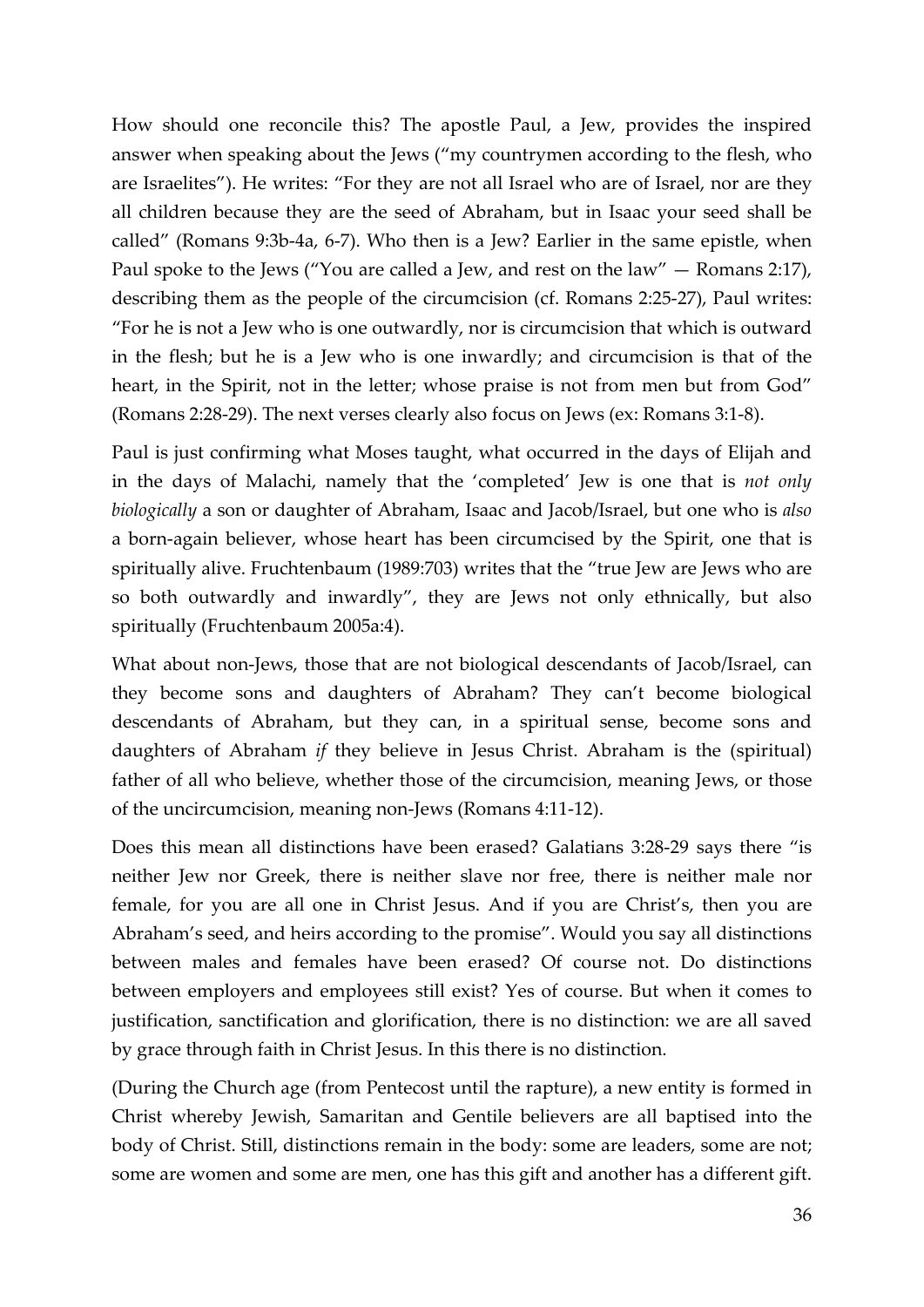How should one reconcile this? The apostle Paul, a Jew, provides the inspired answer when speaking about the Jews ("my countrymen according to the flesh, who are Israelites"). He writes: "For they are not all Israel who are of Israel, nor are they all children because they are the seed of Abraham, but in Isaac your seed shall be called" (Romans 9:3b-4a, 6-7). Who then is a Jew? Earlier in the same epistle, when Paul spoke to the Jews ("You are called a Jew, and rest on the law" — Romans 2:17), describing them as the people of the circumcision (cf. Romans 2:25-27), Paul writes: "For he is not a Jew who is one outwardly, nor is circumcision that which is outward in the flesh; but he is a Jew who is one inwardly; and circumcision is that of the heart, in the Spirit, not in the letter; whose praise is not from men but from God" (Romans 2:28-29). The next verses clearly also focus on Jews (ex: Romans 3:1-8).

Paul is just confirming what Moses taught, what occurred in the days of Elijah and in the days of Malachi, namely that the 'completed' Jew is one that is *not only biologically* a son or daughter of Abraham, Isaac and Jacob/Israel, but one who is *also* a born-again believer, whose heart has been circumcised by the Spirit, one that is spiritually alive. Fruchtenbaum (1989:703) writes that the "true Jew are Jews who are so both outwardly and inwardly", they are Jews not only ethnically, but also spiritually (Fruchtenbaum 2005a:4).

What about non-Jews, those that are not biological descendants of Jacob/Israel, can they become sons and daughters of Abraham? They can't become biological descendants of Abraham, but they can, in a spiritual sense, become sons and daughters of Abraham *if* they believe in Jesus Christ. Abraham is the (spiritual) father of all who believe, whether those of the circumcision, meaning Jews, or those of the uncircumcision, meaning non-Jews (Romans 4:11-12).

Does this mean all distinctions have been erased? Galatians 3:28-29 says there "is neither Jew nor Greek, there is neither slave nor free, there is neither male nor female, for you are all one in Christ Jesus. And if you are Christ's, then you are Abraham's seed, and heirs according to the promise". Would you say all distinctions between males and females have been erased? Of course not. Do distinctions between employers and employees still exist? Yes of course. But when it comes to justification, sanctification and glorification, there is no distinction: we are all saved by grace through faith in Christ Jesus. In this there is no distinction.

(During the Church age (from Pentecost until the rapture), a new entity is formed in Christ whereby Jewish, Samaritan and Gentile believers are all baptised into the body of Christ. Still, distinctions remain in the body: some are leaders, some are not; some are women and some are men, one has this gift and another has a different gift.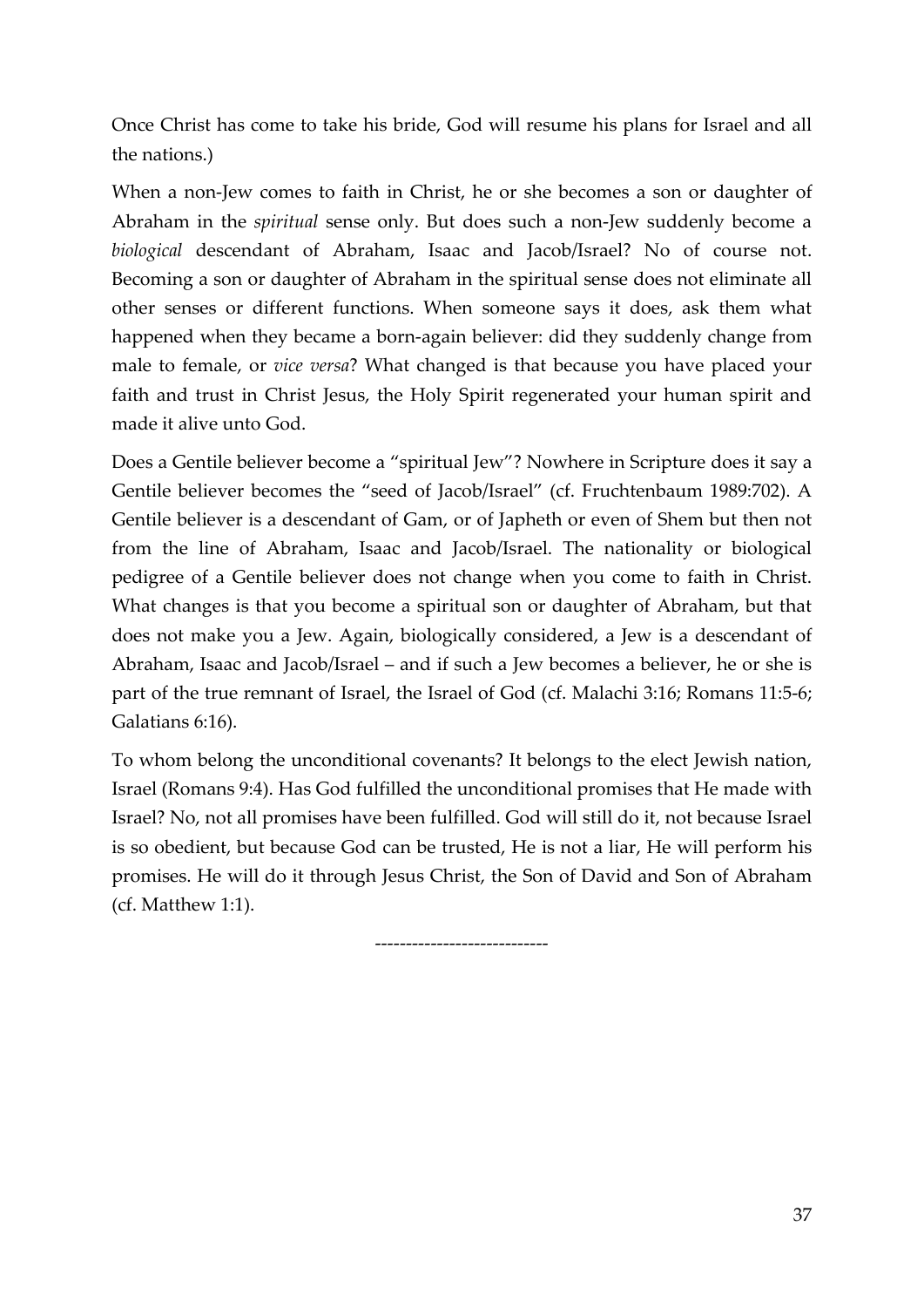Once Christ has come to take his bride, God will resume his plans for Israel and all the nations.)

When a non-Jew comes to faith in Christ, he or she becomes a son or daughter of Abraham in the *spiritual* sense only. But does such a non-Jew suddenly become a *biological* descendant of Abraham, Isaac and Jacob/Israel? No of course not. Becoming a son or daughter of Abraham in the spiritual sense does not eliminate all other senses or different functions. When someone says it does, ask them what happened when they became a born-again believer: did they suddenly change from male to female, or *vice versa*? What changed is that because you have placed your faith and trust in Christ Jesus, the Holy Spirit regenerated your human spirit and made it alive unto God.

Does a Gentile believer become a "spiritual Jew"? Nowhere in Scripture does it say a Gentile believer becomes the "seed of Jacob/Israel" (cf. Fruchtenbaum 1989:702). A Gentile believer is a descendant of Gam, or of Japheth or even of Shem but then not from the line of Abraham, Isaac and Jacob/Israel. The nationality or biological pedigree of a Gentile believer does not change when you come to faith in Christ. What changes is that you become a spiritual son or daughter of Abraham, but that does not make you a Jew. Again, biologically considered, a Jew is a descendant of Abraham, Isaac and Jacob/Israel – and if such a Jew becomes a believer, he or she is part of the true remnant of Israel, the Israel of God (cf. Malachi 3:16; Romans 11:5-6; Galatians 6:16).

To whom belong the unconditional covenants? It belongs to the elect Jewish nation, Israel (Romans 9:4). Has God fulfilled the unconditional promises that He made with Israel? No, not all promises have been fulfilled. God will still do it, not because Israel is so obedient, but because God can be trusted, He is not a liar, He will perform his promises. He will do it through Jesus Christ, the Son of David and Son of Abraham (cf. Matthew 1:1).

----------------------------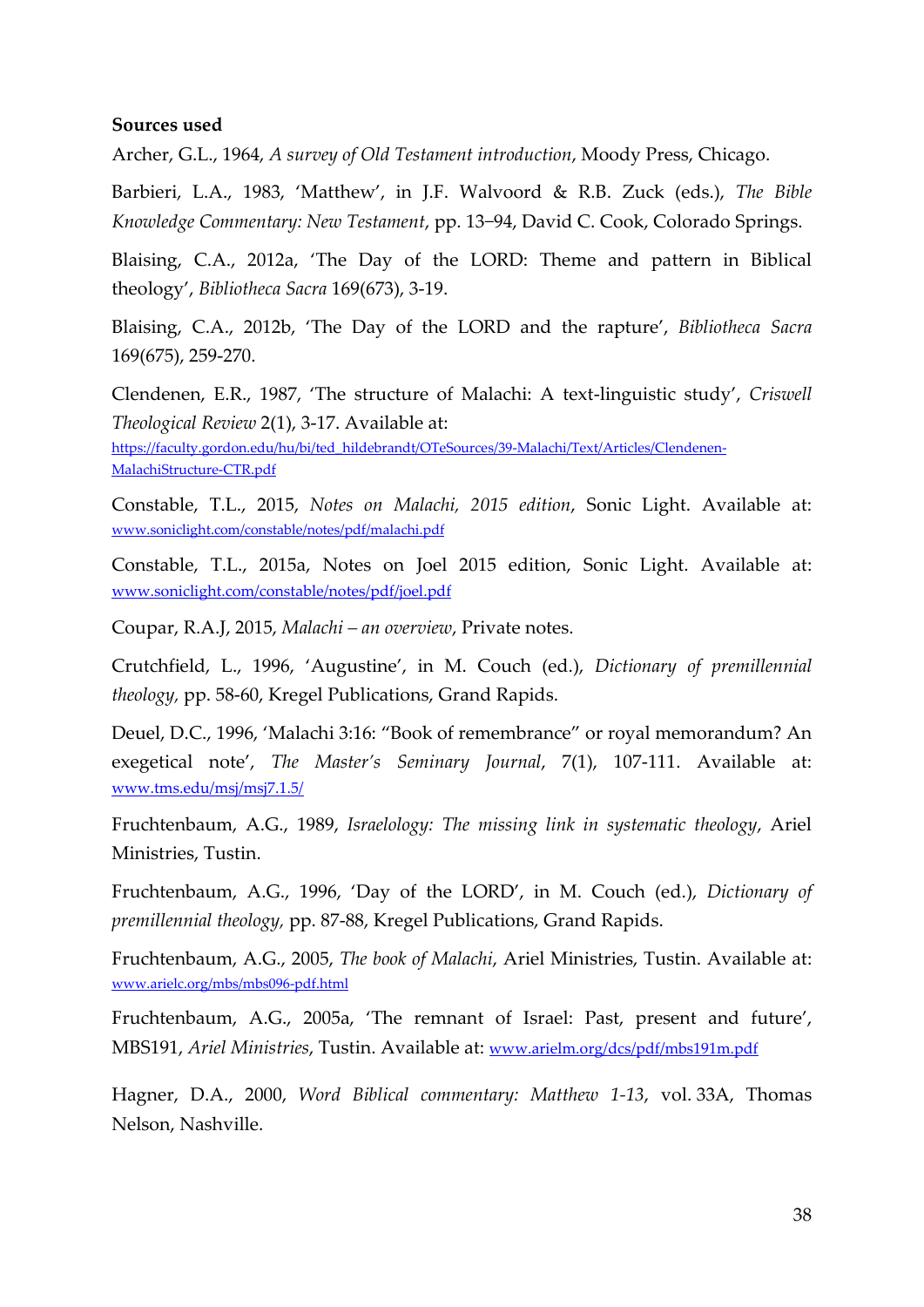**Sources used**

Archer, G.L., 1964, *A survey of Old Testament introduction*, Moody Press, Chicago.

Barbieri, L.A., 1983, 'Matthew', in J.F. Walvoord & R.B. Zuck (eds.), *The Bible Knowledge Commentary: New Testament*, pp. 13–94, David C. Cook, Colorado Springs.

Blaising, C.A., 2012a, 'The Day of the LORD: Theme and pattern in Biblical theology', *Bibliotheca Sacra* 169(673), 3-19.

Blaising, C.A., 2012b, 'The Day of the LORD and the rapture', *Bibliotheca Sacra* 169(675), 259-270.

Clendenen, E.R., 1987, 'The structure of Malachi: A text-linguistic study', *Criswell Theological Review* 2(1), 3-17. Available at: https://faculty.gordon.edu/hu/bi/ted_hildebrandt/OTeSources/39-Malachi/Text/Articles/Clendenen-MalachiStructure-CTR.pdf

Constable, T.L., 2015, *Notes on Malachi, 2015 edition*, Sonic Light. Available at: www.soniclight.com/constable/notes/pdf/malachi.pdf

Constable, T.L., 2015a, Notes on Joel 2015 edition, Sonic Light. Available at: www.soniclight.com/constable/notes/pdf/joel.pdf

Coupar, R.A.J, 2015, *Malachi – an overview*, Private notes.

Crutchfield, L., 1996, 'Augustine', in M. Couch (ed.), *Dictionary of premillennial theology,* pp. 58-60, Kregel Publications, Grand Rapids.

Deuel, D.C., 1996, 'Malachi 3:16: "Book of remembrance" or royal memorandum? An exegetical note', *The Master's Seminary Journal*, 7(1), 107-111. Available at: www.tms.edu/msj/msj7.1.5/

Fruchtenbaum, A.G., 1989, *Israelology: The missing link in systematic theology*, Ariel Ministries, Tustin.

Fruchtenbaum, A.G., 1996, 'Day of the LORD', in M. Couch (ed.), *Dictionary of premillennial theology,* pp. 87-88, Kregel Publications, Grand Rapids.

Fruchtenbaum, A.G., 2005, *The book of Malachi*, Ariel Ministries, Tustin. Available at: www.arielc.org/mbs/mbs096-pdf.html

Fruchtenbaum, A.G., 2005a, 'The remnant of Israel: Past, present and future', MBS191, *Ariel Ministries*, Tustin. Available at: www.arielm.org/dcs/pdf/mbs191m.pdf

Hagner, D.A., 2000, *Word Biblical commentary: Matthew 1-13*, vol. 33A, Thomas Nelson, Nashville.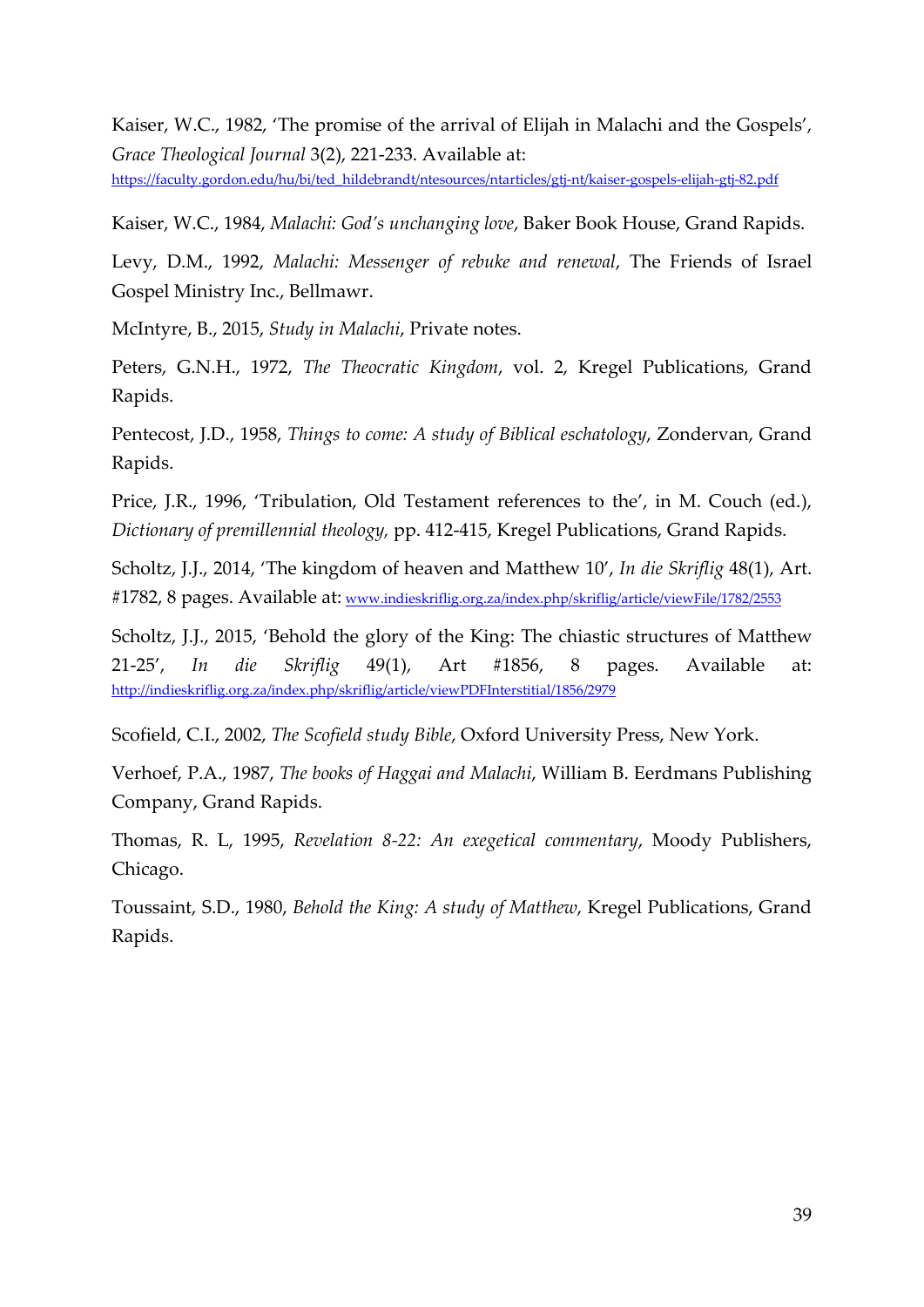Kaiser, W.C., 1982, 'The promise of the arrival of Elijah in Malachi and the Gospels', *Grace Theological Journal* 3(2), 221-233. Available at: https://faculty.gordon.edu/hu/bi/ted_hildebrandt/ntesources/ntarticles/gtj-nt/kaiser-gospels-elijah-gtj-82.pdf

Kaiser, W.C., 1984, *Malachi: God's unchanging love*, Baker Book House, Grand Rapids.

Levy, D.M., 1992, *Malachi: Messenger of rebuke and renewal*, The Friends of Israel Gospel Ministry Inc., Bellmawr.

McIntyre, B., 2015, *Study in Malachi*, Private notes.

Peters, G.N.H., 1972, *The Theocratic Kingdom*, vol. 2, Kregel Publications, Grand Rapids.

Pentecost, J.D., 1958, *Things to come: A study of Biblical eschatology*, Zondervan, Grand Rapids.

Price, J.R., 1996, 'Tribulation, Old Testament references to the', in M. Couch (ed.), *Dictionary of premillennial theology,* pp. 412-415, Kregel Publications, Grand Rapids.

Scholtz, J.J., 2014, 'The kingdom of heaven and Matthew 10', *In die Skriflig* 48(1), Art. #1782, 8 pages. Available at: www.indieskriflig.org.za/index.php/skriflig/article/viewFile/1782/2553

Scholtz, J.J., 2015, 'Behold the glory of the King: The chiastic structures of Matthew 21-25', *In die Skriflig* 49(1), Art #1856, 8 pages. Available at: http://indieskriflig.org.za/index.php/skriflig/article/viewPDFInterstitial/1856/2979

Scofield, C.I., 2002, *The Scofield study Bible*, Oxford University Press, New York.

Verhoef, P.A., 1987, *The books of Haggai and Malachi*, William B. Eerdmans Publishing Company, Grand Rapids.

Thomas, R. L, 1995, *Revelation 8-22: An exegetical commentary*, Moody Publishers, Chicago.

Toussaint, S.D., 1980, *Behold the King: A study of Matthew*, Kregel Publications, Grand Rapids.